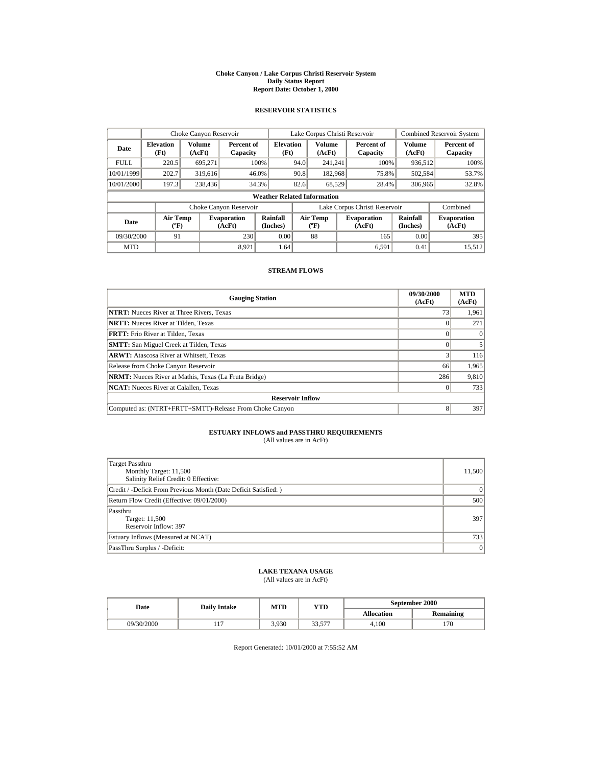# Choke Canyon / Lake Corpus Christi Reservoir System
## Daily Status Report
## Report Date: October 1, 2000

### RESERVOIR STATISTICS

| | Choke Canyon Reservoir | | | Lake Corpus Christi Reservoir | | | Combined Reservoir System | |
|---|---|---|---|---|---|---|---|---|
| Date | Elevation (Ft) | Volume (AcFt) | Percent of Capacity | Elevation (Ft) | Volume (AcFt) | Percent of Capacity | Volume (AcFt) | Percent of Capacity |
| FULL | 220.5 | 695,271 | 100% | 94.0 | 241,241 | 100% | 936,512 | 100% |
| 10/01/1999 | 202.7 | 319,616 | 46.0% | 90.8 | 182,968 | 75.8% | 502,584 | 53.7% |
| 10/01/2000 | 197.3 | 238,436 | 34.3% | 82.6 | 68,529 | 28.4% | 306,965 | 32.8% |

**Weather Related Information**

| | Choke Canyon Reservoir | | | Lake Corpus Christi Reservoir | | | Combined |
|---|---|---|---|---|---|---|---|
| Date | Air Temp (ºF) | Evaporation (AcFt) | Rainfall (Inches) | Air Temp (ºF) | Evaporation (AcFt) | Rainfall (Inches) | Evaporation (AcFt) |
| 09/30/2000 | 91 | 230 | 0.00 | 88 | 165 | 0.00 | 395 |
| MTD | | 8,921 | 1.64 | | 6,591 | 0.41 | 15,512 |

### STREAM FLOWS

| Gauging Station | 09/30/2000 (AcFt) | MTD (AcFt) |
|---|---|---|
| **NTRT:** Nueces River at Three Rivers, Texas | 73 | 1,961 |
| **NRTT:** Nueces River at Tilden, Texas | 0 | 271 |
| **FRTT:** Frio River at Tilden, Texas | 0 | 0 |
| **SMTT:** San Miguel Creek at Tilden, Texas | 0 | 5 |
| **ARWT:** Atascosa River at Whitsett, Texas | 3 | 116 |
| Release from Choke Canyon Reservoir | 66 | 1,965 |
| **NRMT:** Nueces River at Mathis, Texas (La Fruta Bridge) | 286 | 9,810 |
| **NCAT:** Nueces River at Calallen, Texas | 0 | 733 |
| **Reservoir Inflow** | | |
| Computed as: (NTRT+FRTT+SMTT)-Release From Choke Canyon | 8 | 397 |

### ESTUARY INFLOWS and PASSTHRU REQUIREMENTS
(All values are in AcFt)

| | |
|---|---|
| Target Passthru<br>Monthly Target: 11,500<br>Salinity Relief Credit: 0 Effective: | 11,500 |
| Credit / -Deficit From Previous Month (Date Deficit Satisfied: ) | 0 |
| Return Flow Credit (Effective: 09/01/2000) | 500 |
| Passthru<br>Target: 11,500<br>Reservoir Inflow: 397 | 397 |
| Estuary Inflows (Measured at NCAT) | 733 |
| PassThru Surplus / -Deficit: | 0 |

### LAKE TEXANA USAGE
(All values are in AcFt)

| Date | Daily Intake | MTD | YTD | September 2000 | |
|---|---|---|---|---|---|
| | | | | Allocation | Remaining |
| 09/30/2000 | 117 | 3,930 | 33,577 | 4,100 | 170 |

Report Generated: 10/01/2000 at 7:55:52 AM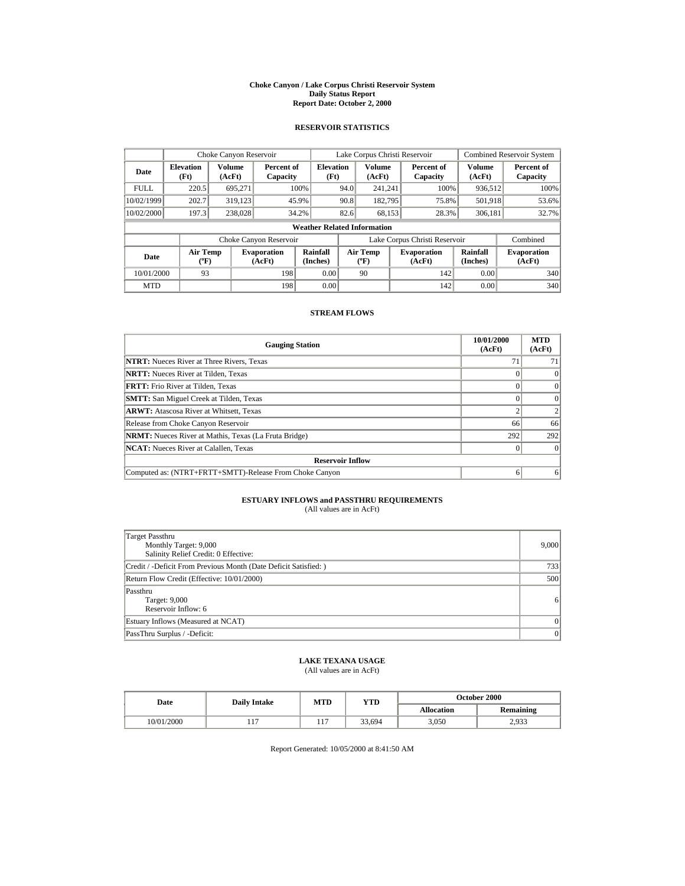# Choke Canyon / Lake Corpus Christi Reservoir System
## Daily Status Report
### Report Date: October 2, 2000

## RESERVOIR STATISTICS

| | Choke Canyon Reservoir | | | Lake Corpus Christi Reservoir | | | Combined Reservoir System | |
|---|---|---|---|---|---|---|---|---|
| Date | Elevation (Ft) | Volume (AcFt) | Percent of Capacity | Elevation (Ft) | Volume (AcFt) | Percent of Capacity | Volume (AcFt) | Percent of Capacity |
| FULL | 220.5 | 695,271 | 100% | 94.0 | 241,241 | 100% | 936,512 | 100% |
| 10/02/1999 | 202.7 | 319,123 | 45.9% | 90.8 | 182,795 | 75.8% | 501,918 | 53.6% |
| 10/02/2000 | 197.3 | 238,028 | 34.2% | 82.6 | 68,153 | 28.3% | 306,181 | 32.7% |

**Weather Related Information**

| | Choke Canyon Reservoir | | | Lake Corpus Christi Reservoir | | | Combined |
|---|---|---|---|---|---|---|---|
| Date | Air Temp (ºF) | Evaporation (AcFt) | Rainfall (Inches) | Air Temp (ºF) | Evaporation (AcFt) | Rainfall (Inches) | Evaporation (AcFt) |
| 10/01/2000 | 93 | 198 | 0.00 | 90 | 142 | 0.00 | 340 |
| MTD | | 198 | 0.00 | | 142 | 0.00 | 340 |

## STREAM FLOWS

| Gauging Station | 10/01/2000 (AcFt) | MTD (AcFt) |
|---|---|---|
| **NTRT:** Nueces River at Three Rivers, Texas | 71 | 71 |
| **NRTT:** Nueces River at Tilden, Texas | 0 | 0 |
| **FRTT:** Frio River at Tilden, Texas | 0 | 0 |
| **SMTT:** San Miguel Creek at Tilden, Texas | 0 | 0 |
| **ARWT:** Atascosa River at Whitsett, Texas | 2 | 2 |
| Release from Choke Canyon Reservoir | 66 | 66 |
| **NRMT:** Nueces River at Mathis, Texas (La Fruta Bridge) | 292 | 292 |
| **NCAT:** Nueces River at Calallen, Texas | 0 | 0 |
| **Reservoir Inflow** | | |
| Computed as: (NTRT+FRTT+SMTT)-Release From Choke Canyon | 6 | 6 |

## ESTUARY INFLOWS and PASSTHRU REQUIREMENTS
(All values are in AcFt)

| | |
|---|---|
| Target Passthru<br>Monthly Target: 9,000<br>Salinity Relief Credit: 0 Effective: | 9,000 |
| Credit / -Deficit From Previous Month (Date Deficit Satisfied: ) | 733 |
| Return Flow Credit (Effective: 10/01/2000) | 500 |
| Passthru<br>Target: 9,000<br>Reservoir Inflow: 6 | 6 |
| Estuary Inflows (Measured at NCAT) | 0 |
| PassThru Surplus / -Deficit: | 0 |

## LAKE TEXANA USAGE
(All values are in AcFt)

| Date | Daily Intake | MTD | YTD | October 2000 | |
|---|---|---|---|---|---|
| | | | | Allocation | Remaining |
| 10/01/2000 | 117 | 117 | 33,694 | 3,050 | 2,933 |

Report Generated: 10/05/2000 at 8:41:50 AM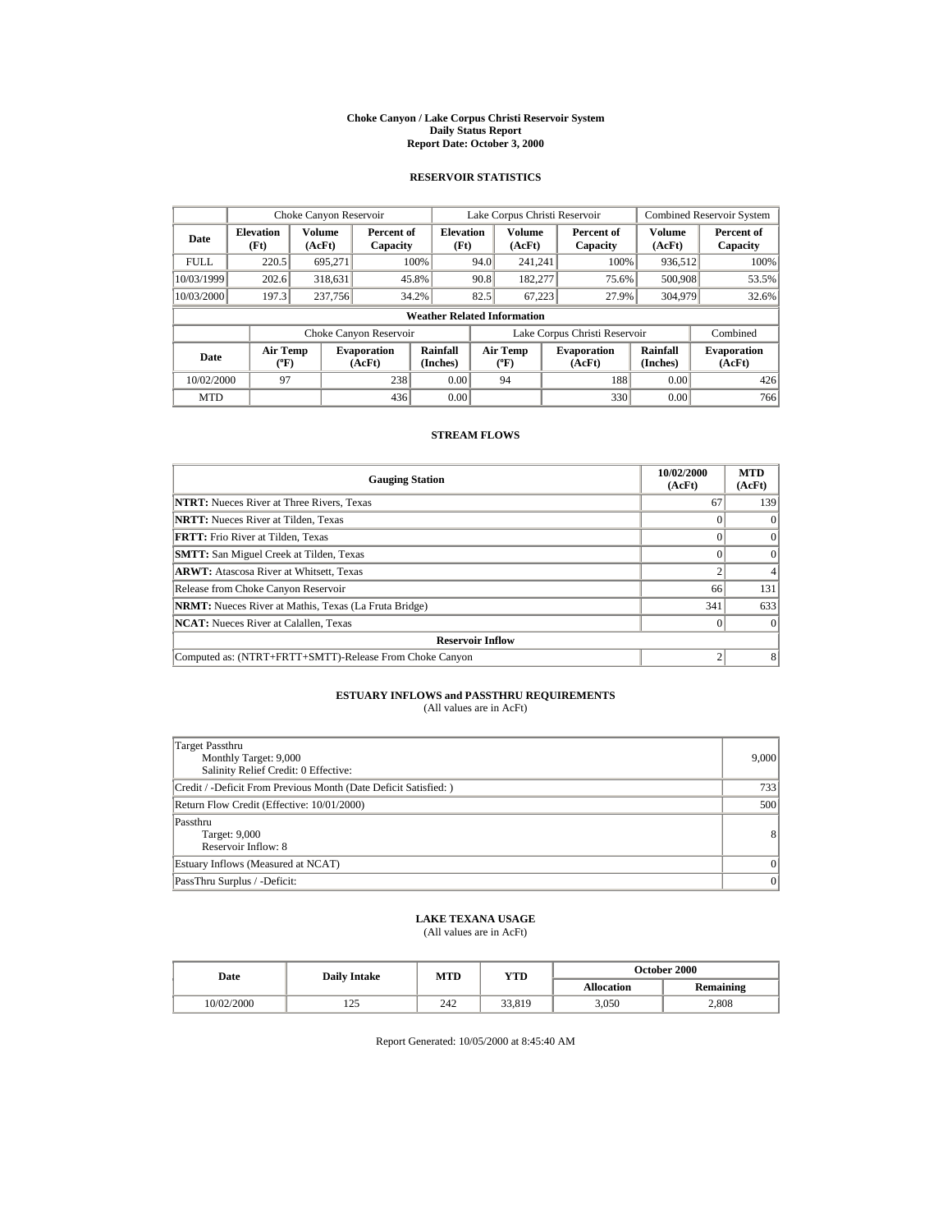# Choke Canyon / Lake Corpus Christi Reservoir System
## Daily Status Report
## Report Date: October 3, 2000

### RESERVOIR STATISTICS

| | Choke Canyon Reservoir | | | Lake Corpus Christi Reservoir | | | Combined Reservoir System | |
|---|---|---|---|---|---|---|---|---|
| Date | Elevation (Ft) | Volume (AcFt) | Percent of Capacity | Elevation (Ft) | Volume (AcFt) | Percent of Capacity | Volume (AcFt) | Percent of Capacity |
| FULL | 220.5 | 695,271 | 100% | 94.0 | 241,241 | 100% | 936,512 | 100% |
| 10/03/1999 | 202.6 | 318,631 | 45.8% | 90.8 | 182,277 | 75.6% | 500,908 | 53.5% |
| 10/03/2000 | 197.3 | 237,756 | 34.2% | 82.5 | 67,223 | 27.9% | 304,979 | 32.6% |

**Weather Related Information**

| | Choke Canyon Reservoir | | | Lake Corpus Christi Reservoir | | | Combined |
|---|---|---|---|---|---|---|---|
| Date | Air Temp (ºF) | Evaporation (AcFt) | Rainfall (Inches) | Air Temp (ºF) | Evaporation (AcFt) | Rainfall (Inches) | Evaporation (AcFt) |
| 10/02/2000 | 97 | 238 | 0.00 | 94 | 188 | 0.00 | 426 |
| MTD | | 436 | 0.00 | | 330 | 0.00 | 766 |

### STREAM FLOWS

| Gauging Station | 10/02/2000 (AcFt) | MTD (AcFt) |
|---|---|---|
| **NTRT:** Nueces River at Three Rivers, Texas | 67 | 139 |
| **NRTT:** Nueces River at Tilden, Texas | 0 | 0 |
| **FRTT:** Frio River at Tilden, Texas | 0 | 0 |
| **SMTT:** San Miguel Creek at Tilden, Texas | 0 | 0 |
| **ARWT:** Atascosa River at Whitsett, Texas | 2 | 4 |
| Release from Choke Canyon Reservoir | 66 | 131 |
| **NRMT:** Nueces River at Mathis, Texas (La Fruta Bridge) | 341 | 633 |
| **NCAT:** Nueces River at Calallen, Texas | 0 | 0 |
| **Reservoir Inflow** | | |
| Computed as: (NTRT+FRTT+SMTT)-Release From Choke Canyon | 2 | 8 |

### ESTUARY INFLOWS and PASSTHRU REQUIREMENTS
(All values are in AcFt)

| | |
|---|---|
| Target Passthru<br>Monthly Target: 9,000<br>Salinity Relief Credit: 0 Effective: | 9,000 |
| Credit / -Deficit From Previous Month (Date Deficit Satisfied: ) | 733 |
| Return Flow Credit (Effective: 10/01/2000) | 500 |
| Passthru<br>Target: 9,000<br>Reservoir Inflow: 8 | 8 |
| Estuary Inflows (Measured at NCAT) | 0 |
| PassThru Surplus / -Deficit: | 0 |

### LAKE TEXANA USAGE
(All values are in AcFt)

| Date | Daily Intake | MTD | YTD | October 2000 | |
|---|---|---|---|---|---|
| | | | | Allocation | Remaining |
| 10/02/2000 | 125 | 242 | 33,819 | 3,050 | 2,808 |

Report Generated: 10/05/2000 at 8:45:40 AM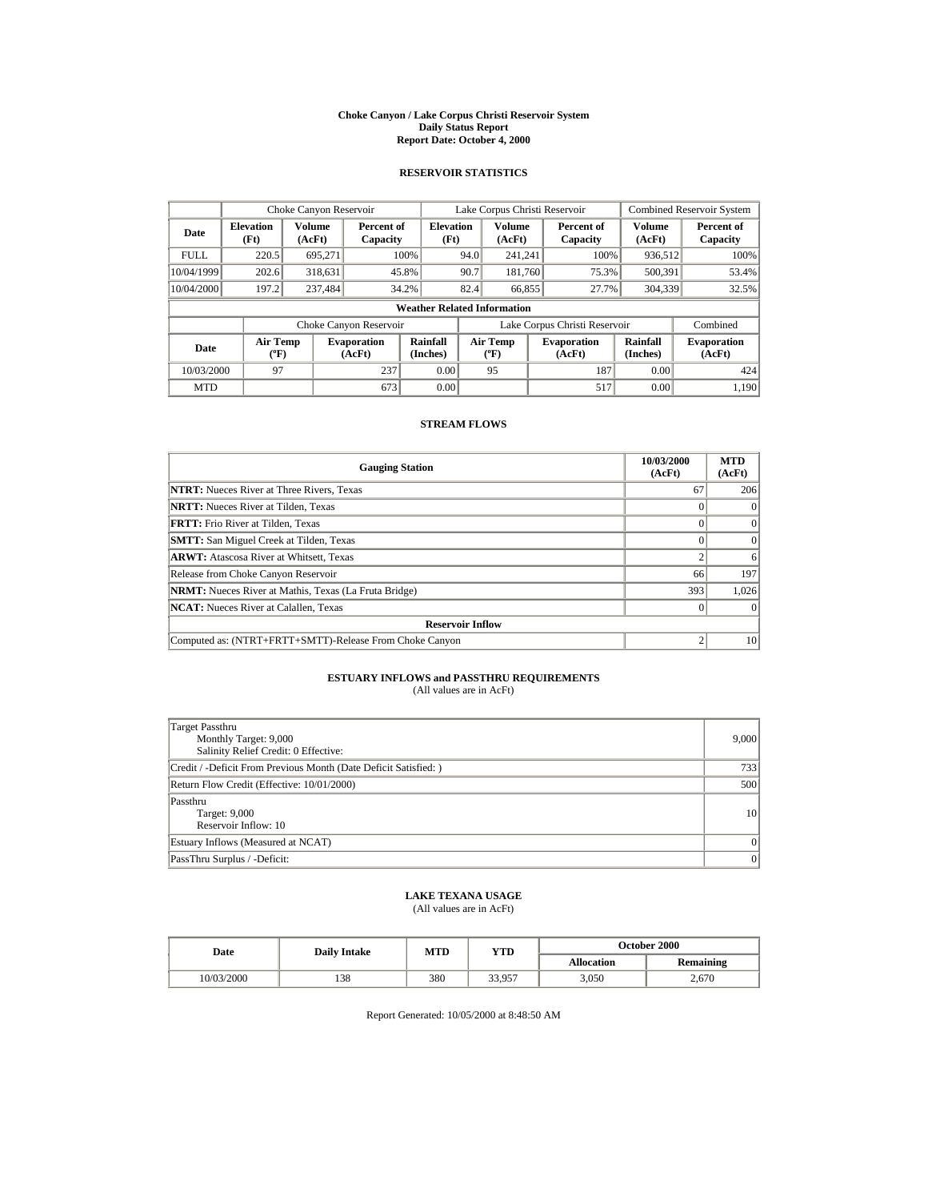# Choke Canyon / Lake Corpus Christi Reservoir System
## Daily Status Report
## Report Date: October 4, 2000

### RESERVOIR STATISTICS

| | Choke Canyon Reservoir | | | Lake Corpus Christi Reservoir | | | Combined Reservoir System | |
|---|---|---|---|---|---|---|---|---|
| Date | Elevation (Ft) | Volume (AcFt) | Percent of Capacity | Elevation (Ft) | Volume (AcFt) | Percent of Capacity | Volume (AcFt) | Percent of Capacity |
| FULL | 220.5 | 695,271 | 100% | 94.0 | 241,241 | 100% | 936,512 | 100% |
| 10/04/1999 | 202.6 | 318,631 | 45.8% | 90.7 | 181,760 | 75.3% | 500,391 | 53.4% |
| 10/04/2000 | 197.2 | 237,484 | 34.2% | 82.4 | 66,855 | 27.7% | 304,339 | 32.5% |

**Weather Related Information**

| | Choke Canyon Reservoir | | | Lake Corpus Christi Reservoir | | | Combined |
|---|---|---|---|---|---|---|---|
| Date | Air Temp (ºF) | Evaporation (AcFt) | Rainfall (Inches) | Air Temp (ºF) | Evaporation (AcFt) | Rainfall (Inches) | Evaporation (AcFt) |
| 10/03/2000 | 97 | 237 | 0.00 | 95 | 187 | 0.00 | 424 |
| MTD | | 673 | 0.00 | | 517 | 0.00 | 1,190 |

### STREAM FLOWS

| Gauging Station | 10/03/2000 (AcFt) | MTD (AcFt) |
|---|---|---|
| **NTRT:** Nueces River at Three Rivers, Texas | 67 | 206 |
| **NRTT:** Nueces River at Tilden, Texas | 0 | 0 |
| **FRTT:** Frio River at Tilden, Texas | 0 | 0 |
| **SMTT:** San Miguel Creek at Tilden, Texas | 0 | 0 |
| **ARWT:** Atascosa River at Whitsett, Texas | 2 | 6 |
| Release from Choke Canyon Reservoir | 66 | 197 |
| **NRMT:** Nueces River at Mathis, Texas (La Fruta Bridge) | 393 | 1,026 |
| **NCAT:** Nueces River at Calallen, Texas | 0 | 0 |
| **Reservoir Inflow** | | |
| Computed as: (NTRT+FRTT+SMTT)-Release From Choke Canyon | 2 | 10 |

### ESTUARY INFLOWS and PASSTHRU REQUIREMENTS
(All values are in AcFt)

| | |
|---|---|
| Target Passthru<br>Monthly Target: 9,000<br>Salinity Relief Credit: 0 Effective: | 9,000 |
| Credit / -Deficit From Previous Month (Date Deficit Satisfied: ) | 733 |
| Return Flow Credit (Effective: 10/01/2000) | 500 |
| Passthru<br>Target: 9,000<br>Reservoir Inflow: 10 | 10 |
| Estuary Inflows (Measured at NCAT) | 0 |
| PassThru Surplus / -Deficit: | 0 |

### LAKE TEXANA USAGE
(All values are in AcFt)

| Date | Daily Intake | MTD | YTD | October 2000 | |
|---|---|---|---|---|---|
| | | | | Allocation | Remaining |
| 10/03/2000 | 138 | 380 | 33,957 | 3,050 | 2,670 |

Report Generated: 10/05/2000 at 8:48:50 AM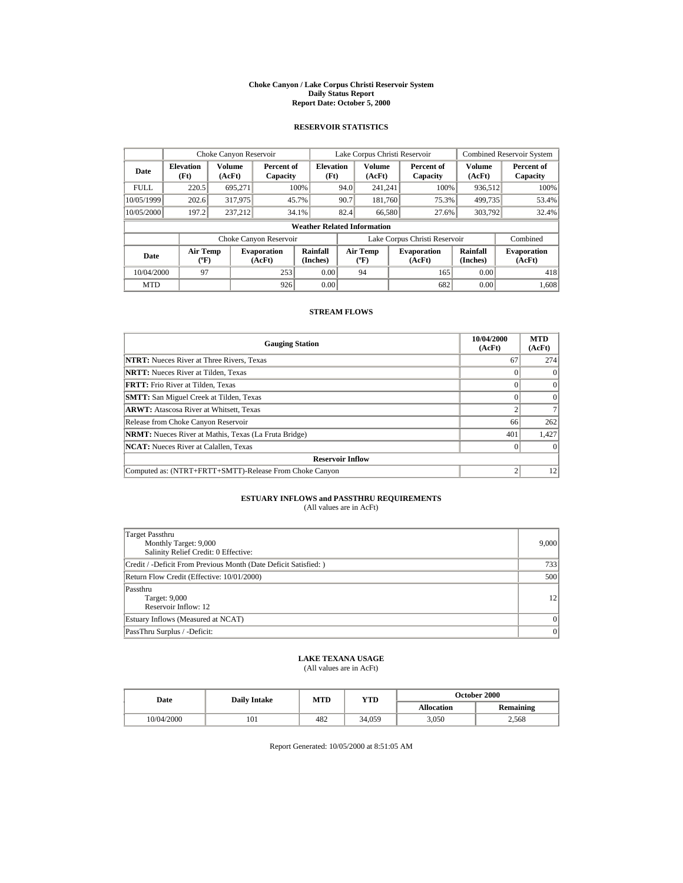# Choke Canyon / Lake Corpus Christi Reservoir System
## Daily Status Report
### Report Date: October 5, 2000

## RESERVOIR STATISTICS

| | Choke Canyon Reservoir | | | Lake Corpus Christi Reservoir | | | Combined Reservoir System | |
|---|---|---|---|---|---|---|---|---|
| Date | Elevation (Ft) | Volume (AcFt) | Percent of Capacity | Elevation (Ft) | Volume (AcFt) | Percent of Capacity | Volume (AcFt) | Percent of Capacity |
| FULL | 220.5 | 695,271 | 100% | 94.0 | 241,241 | 100% | 936,512 | 100% |
| 10/05/1999 | 202.6 | 317,975 | 45.7% | 90.7 | 181,760 | 75.3% | 499,735 | 53.4% |
| 10/05/2000 | 197.2 | 237,212 | 34.1% | 82.4 | 66,580 | 27.6% | 303,792 | 32.4% |

**Weather Related Information**

| | Choke Canyon Reservoir | | | Lake Corpus Christi Reservoir | | | Combined |
|---|---|---|---|---|---|---|---|
| Date | Air Temp (ºF) | Evaporation (AcFt) | Rainfall (Inches) | Air Temp (ºF) | Evaporation (AcFt) | Rainfall (Inches) | Evaporation (AcFt) |
| 10/04/2000 | 97 | 253 | 0.00 | 94 | 165 | 0.00 | 418 |
| MTD | | 926 | 0.00 | | 682 | 0.00 | 1,608 |

## STREAM FLOWS

| Gauging Station | 10/04/2000 (AcFt) | MTD (AcFt) |
|---|---|---|
| **NTRT:** Nueces River at Three Rivers, Texas | 67 | 274 |
| **NRTT:** Nueces River at Tilden, Texas | 0 | 0 |
| **FRTT:** Frio River at Tilden, Texas | 0 | 0 |
| **SMTT:** San Miguel Creek at Tilden, Texas | 0 | 0 |
| **ARWT:** Atascosa River at Whitsett, Texas | 2 | 7 |
| Release from Choke Canyon Reservoir | 66 | 262 |
| **NRMT:** Nueces River at Mathis, Texas (La Fruta Bridge) | 401 | 1,427 |
| **NCAT:** Nueces River at Calallen, Texas | 0 | 0 |
| **Reservoir Inflow** | | |
| Computed as: (NTRT+FRTT+SMTT)-Release From Choke Canyon | 2 | 12 |

## ESTUARY INFLOWS and PASSTHRU REQUIREMENTS
(All values are in AcFt)

| | |
|---|---|
| Target Passthru<br>Monthly Target: 9,000<br>Salinity Relief Credit: 0 Effective: | 9,000 |
| Credit / -Deficit From Previous Month (Date Deficit Satisfied: ) | 733 |
| Return Flow Credit (Effective: 10/01/2000) | 500 |
| Passthru<br>Target: 9,000<br>Reservoir Inflow: 12 | 12 |
| Estuary Inflows (Measured at NCAT) | 0 |
| PassThru Surplus / -Deficit: | 0 |

## LAKE TEXANA USAGE
(All values are in AcFt)

| Date | Daily Intake | MTD | YTD | October 2000 | |
|---|---|---|---|---|---|
| | | | | Allocation | Remaining |
| 10/04/2000 | 101 | 482 | 34,059 | 3,050 | 2,568 |

Report Generated: 10/05/2000 at 8:51:05 AM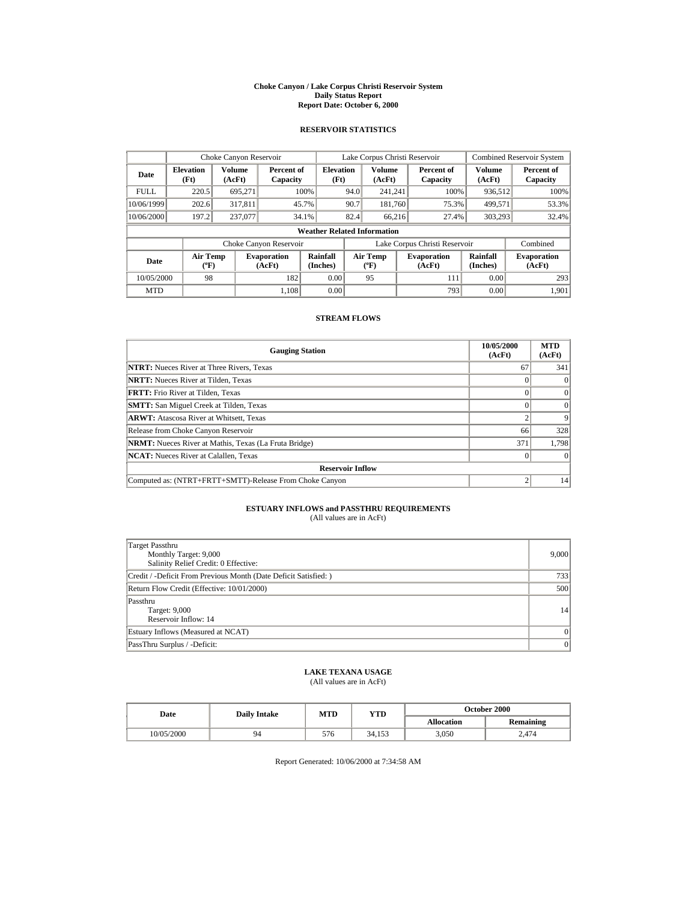# Choke Canyon / Lake Corpus Christi Reservoir System
## Daily Status Report
## Report Date: October 6, 2000

### RESERVOIR STATISTICS

| | Choke Canyon Reservoir | | | Lake Corpus Christi Reservoir | | | Combined Reservoir System | |
|---|---|---|---|---|---|---|---|---|
| **Date** | **Elevation (Ft)** | **Volume (AcFt)** | **Percent of Capacity** | **Elevation (Ft)** | **Volume (AcFt)** | **Percent of Capacity** | **Volume (AcFt)** | **Percent of Capacity** |
| FULL | 220.5 | 695,271 | 100% | 94.0 | 241,241 | 100% | 936,512 | 100% |
| 10/06/1999 | 202.6 | 317,811 | 45.7% | 90.7 | 181,760 | 75.3% | 499,571 | 53.3% |
| 10/06/2000 | 197.2 | 237,077 | 34.1% | 82.4 | 66,216 | 27.4% | 303,293 | 32.4% |

**Weather Related Information**

| | Choke Canyon Reservoir | | | Lake Corpus Christi Reservoir | | | Combined |
|---|---|---|---|---|---|---|---|
| **Date** | **Air Temp (ºF)** | **Evaporation (AcFt)** | **Rainfall (Inches)** | **Air Temp (ºF)** | **Evaporation (AcFt)** | **Rainfall (Inches)** | **Evaporation (AcFt)** |
| 10/05/2000 | 98 | 182 | 0.00 | 95 | 111 | 0.00 | 293 |
| MTD | | 1,108 | 0.00 | | 793 | 0.00 | 1,901 |

### STREAM FLOWS

| Gauging Station | 10/05/2000 (AcFt) | MTD (AcFt) |
|---|---|---|
| **NTRT:** Nueces River at Three Rivers, Texas | 67 | 341 |
| **NRTT:** Nueces River at Tilden, Texas | 0 | 0 |
| **FRTT:** Frio River at Tilden, Texas | 0 | 0 |
| **SMTT:** San Miguel Creek at Tilden, Texas | 0 | 0 |
| **ARWT:** Atascosa River at Whitsett, Texas | 2 | 9 |
| Release from Choke Canyon Reservoir | 66 | 328 |
| **NRMT:** Nueces River at Mathis, Texas (La Fruta Bridge) | 371 | 1,798 |
| **NCAT:** Nueces River at Calallen, Texas | 0 | 0 |
| **Reservoir Inflow** | | |
| Computed as: (NTRT+FRTT+SMTT)-Release From Choke Canyon | 2 | 14 |

### ESTUARY INFLOWS and PASSTHRU REQUIREMENTS
(All values are in AcFt)

| | |
|---|---|
| Target Passthru<br>Monthly Target: 9,000<br>Salinity Relief Credit: 0 Effective: | 9,000 |
| Credit / -Deficit From Previous Month (Date Deficit Satisfied: ) | 733 |
| Return Flow Credit (Effective: 10/01/2000) | 500 |
| Passthru<br>Target: 9,000<br>Reservoir Inflow: 14 | 14 |
| Estuary Inflows (Measured at NCAT) | 0 |
| PassThru Surplus / -Deficit: | 0 |

### LAKE TEXANA USAGE
(All values are in AcFt)

| Date | Daily Intake | MTD | YTD | October 2000 | |
|---|---|---|---|---|---|
| | | | | **Allocation** | **Remaining** |
| 10/05/2000 | 94 | 576 | 34,153 | 3,050 | 2,474 |

Report Generated: 10/06/2000 at 7:34:58 AM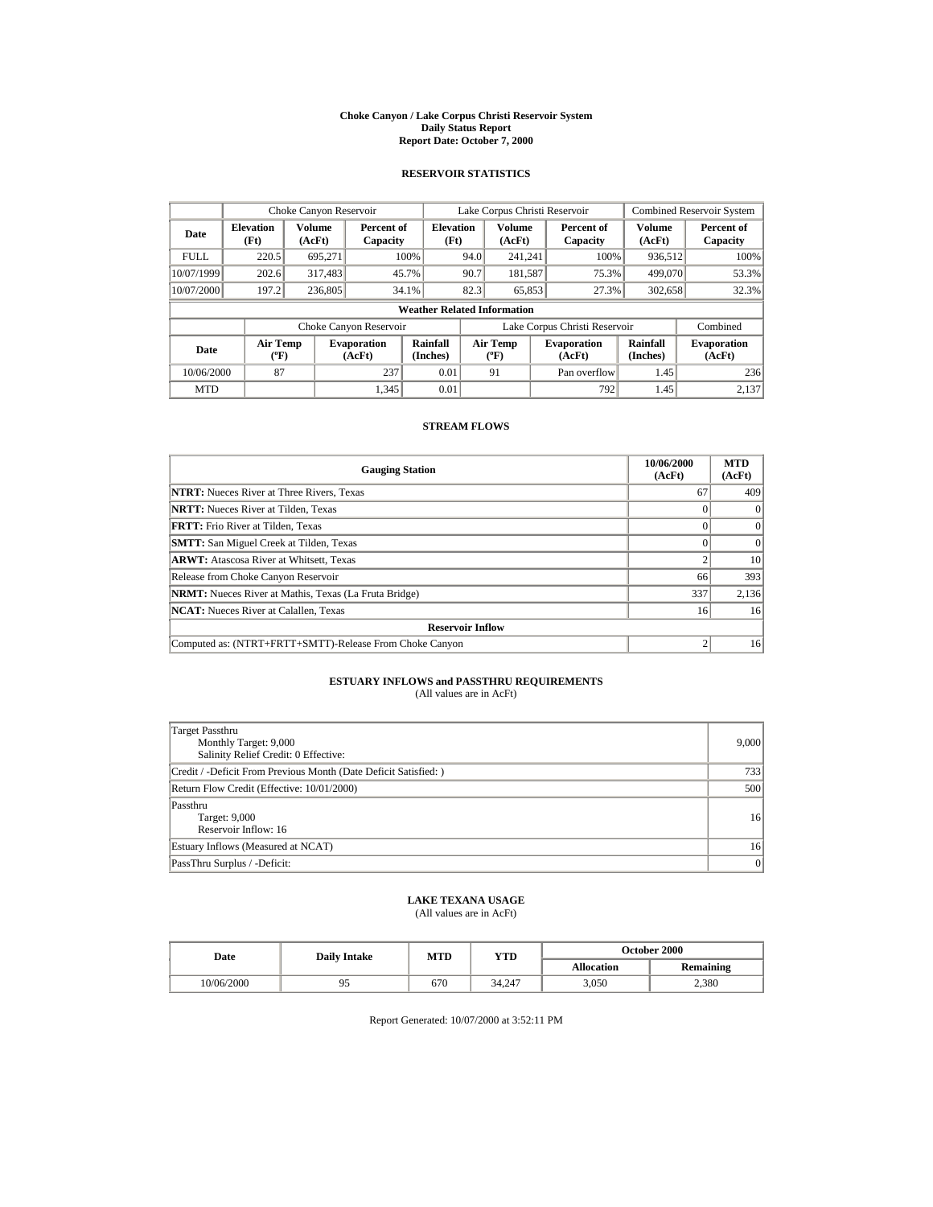# Choke Canyon / Lake Corpus Christi Reservoir System
## Daily Status Report
## Report Date: October 7, 2000

### RESERVOIR STATISTICS

| | Choke Canyon Reservoir | | | Lake Corpus Christi Reservoir | | | Combined Reservoir System | |
|---|---|---|---|---|---|---|---|---|
| Date | Elevation (Ft) | Volume (AcFt) | Percent of Capacity | Elevation (Ft) | Volume (AcFt) | Percent of Capacity | Volume (AcFt) | Percent of Capacity |
| FULL | 220.5 | 695,271 | 100% | 94.0 | 241,241 | 100% | 936,512 | 100% |
| 10/07/1999 | 202.6 | 317,483 | 45.7% | 90.7 | 181,587 | 75.3% | 499,070 | 53.3% |
| 10/07/2000 | 197.2 | 236,805 | 34.1% | 82.3 | 65,853 | 27.3% | 302,658 | 32.3% |

**Weather Related Information**

| | Choke Canyon Reservoir | | | Lake Corpus Christi Reservoir | | | Combined |
|---|---|---|---|---|---|---|---|
| Date | Air Temp (ºF) | Evaporation (AcFt) | Rainfall (Inches) | Air Temp (ºF) | Evaporation (AcFt) | Rainfall (Inches) | Evaporation (AcFt) |
| 10/06/2000 | 87 | 237 | 0.01 | 91 | Pan overflow | 1.45 | 236 |
| MTD | | 1,345 | 0.01 | | 792 | 1.45 | 2,137 |

### STREAM FLOWS

| Gauging Station | 10/06/2000 (AcFt) | MTD (AcFt) |
|---|---|---|
| **NTRT:** Nueces River at Three Rivers, Texas | 67 | 409 |
| **NRTT:** Nueces River at Tilden, Texas | 0 | 0 |
| **FRTT:** Frio River at Tilden, Texas | 0 | 0 |
| **SMTT:** San Miguel Creek at Tilden, Texas | 0 | 0 |
| **ARWT:** Atascosa River at Whitsett, Texas | 2 | 10 |
| Release from Choke Canyon Reservoir | 66 | 393 |
| **NRMT:** Nueces River at Mathis, Texas (La Fruta Bridge) | 337 | 2,136 |
| **NCAT:** Nueces River at Calallen, Texas | 16 | 16 |
| **Reservoir Inflow** | | |
| Computed as: (NTRT+FRTT+SMTT)-Release From Choke Canyon | 2 | 16 |

### ESTUARY INFLOWS and PASSTHRU REQUIREMENTS
(All values are in AcFt)

| | |
|---|---|
| Target Passthru<br>Monthly Target: 9,000<br>Salinity Relief Credit: 0 Effective: | 9,000 |
| Credit / -Deficit From Previous Month (Date Deficit Satisfied: ) | 733 |
| Return Flow Credit (Effective: 10/01/2000) | 500 |
| Passthru<br>Target: 9,000<br>Reservoir Inflow: 16 | 16 |
| Estuary Inflows (Measured at NCAT) | 16 |
| PassThru Surplus / -Deficit: | 0 |

### LAKE TEXANA USAGE
(All values are in AcFt)

| Date | Daily Intake | MTD | YTD | October 2000 | |
|---|---|---|---|---|---|
| | | | | Allocation | Remaining |
| 10/06/2000 | 95 | 670 | 34,247 | 3,050 | 2,380 |

Report Generated: 10/07/2000 at 3:52:11 PM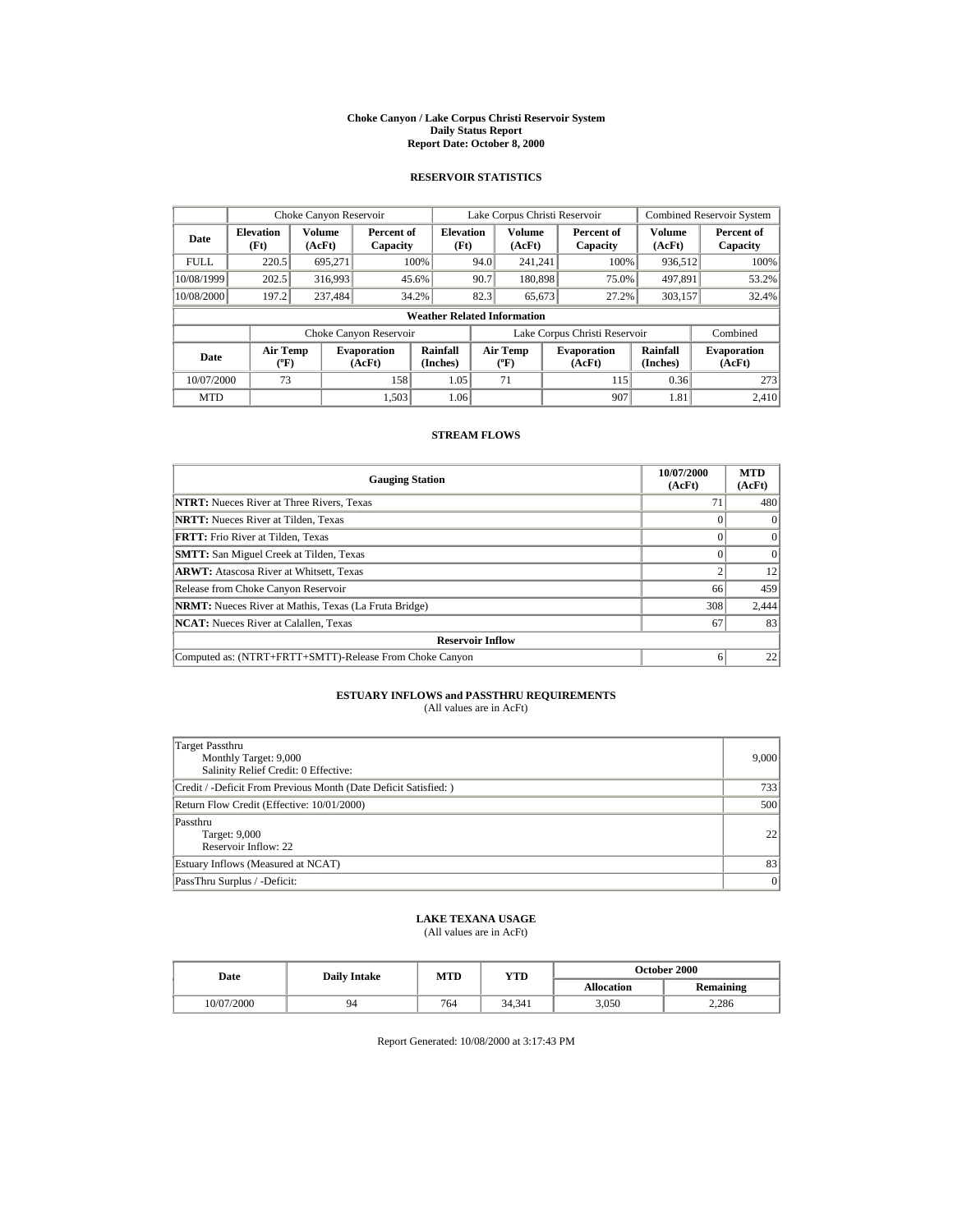# Choke Canyon / Lake Corpus Christi Reservoir System
## Daily Status Report
### Report Date: October 8, 2000

## RESERVOIR STATISTICS

| | Choke Canyon Reservoir | | | Lake Corpus Christi Reservoir | | | Combined Reservoir System | |
|---|---|---|---|---|---|---|---|---|
| Date | Elevation (Ft) | Volume (AcFt) | Percent of Capacity | Elevation (Ft) | Volume (AcFt) | Percent of Capacity | Volume (AcFt) | Percent of Capacity |
| FULL | 220.5 | 695,271 | 100% | 94.0 | 241,241 | 100% | 936,512 | 100% |
| 10/08/1999 | 202.5 | 316,993 | 45.6% | 90.7 | 180,898 | 75.0% | 497,891 | 53.2% |
| 10/08/2000 | 197.2 | 237,484 | 34.2% | 82.3 | 65,673 | 27.2% | 303,157 | 32.4% |

**Weather Related Information**

| | Choke Canyon Reservoir | | | Lake Corpus Christi Reservoir | | | Combined |
|---|---|---|---|---|---|---|---|
| Date | Air Temp (ºF) | Evaporation (AcFt) | Rainfall (Inches) | Air Temp (ºF) | Evaporation (AcFt) | Rainfall (Inches) | Evaporation (AcFt) |
| 10/07/2000 | 73 | 158 | 1.05 | 71 | 115 | 0.36 | 273 |
| MTD | | 1,503 | 1.06 | | 907 | 1.81 | 2,410 |

## STREAM FLOWS

| Gauging Station | 10/07/2000 (AcFt) | MTD (AcFt) |
|---|---|---|
| **NTRT:** Nueces River at Three Rivers, Texas | 71 | 480 |
| **NRTT:** Nueces River at Tilden, Texas | 0 | 0 |
| **FRTT:** Frio River at Tilden, Texas | 0 | 0 |
| **SMTT:** San Miguel Creek at Tilden, Texas | 0 | 0 |
| **ARWT:** Atascosa River at Whitsett, Texas | 2 | 12 |
| Release from Choke Canyon Reservoir | 66 | 459 |
| **NRMT:** Nueces River at Mathis, Texas (La Fruta Bridge) | 308 | 2,444 |
| **NCAT:** Nueces River at Calallen, Texas | 67 | 83 |
| **Reservoir Inflow** | | |
| Computed as: (NTRT+FRTT+SMTT)-Release From Choke Canyon | 6 | 22 |

## ESTUARY INFLOWS and PASSTHRU REQUIREMENTS
(All values are in AcFt)

| | |
|---|---|
| Target Passthru<br>Monthly Target: 9,000<br>Salinity Relief Credit: 0 Effective: | 9,000 |
| Credit / -Deficit From Previous Month (Date Deficit Satisfied: ) | 733 |
| Return Flow Credit (Effective: 10/01/2000) | 500 |
| Passthru<br>Target: 9,000<br>Reservoir Inflow: 22 | 22 |
| Estuary Inflows (Measured at NCAT) | 83 |
| PassThru Surplus / -Deficit: | 0 |

## LAKE TEXANA USAGE
(All values are in AcFt)

| Date | Daily Intake | MTD | YTD | October 2000 | |
|---|---|---|---|---|---|
| | | | | Allocation | Remaining |
| 10/07/2000 | 94 | 764 | 34,341 | 3,050 | 2,286 |

Report Generated: 10/08/2000 at 3:17:43 PM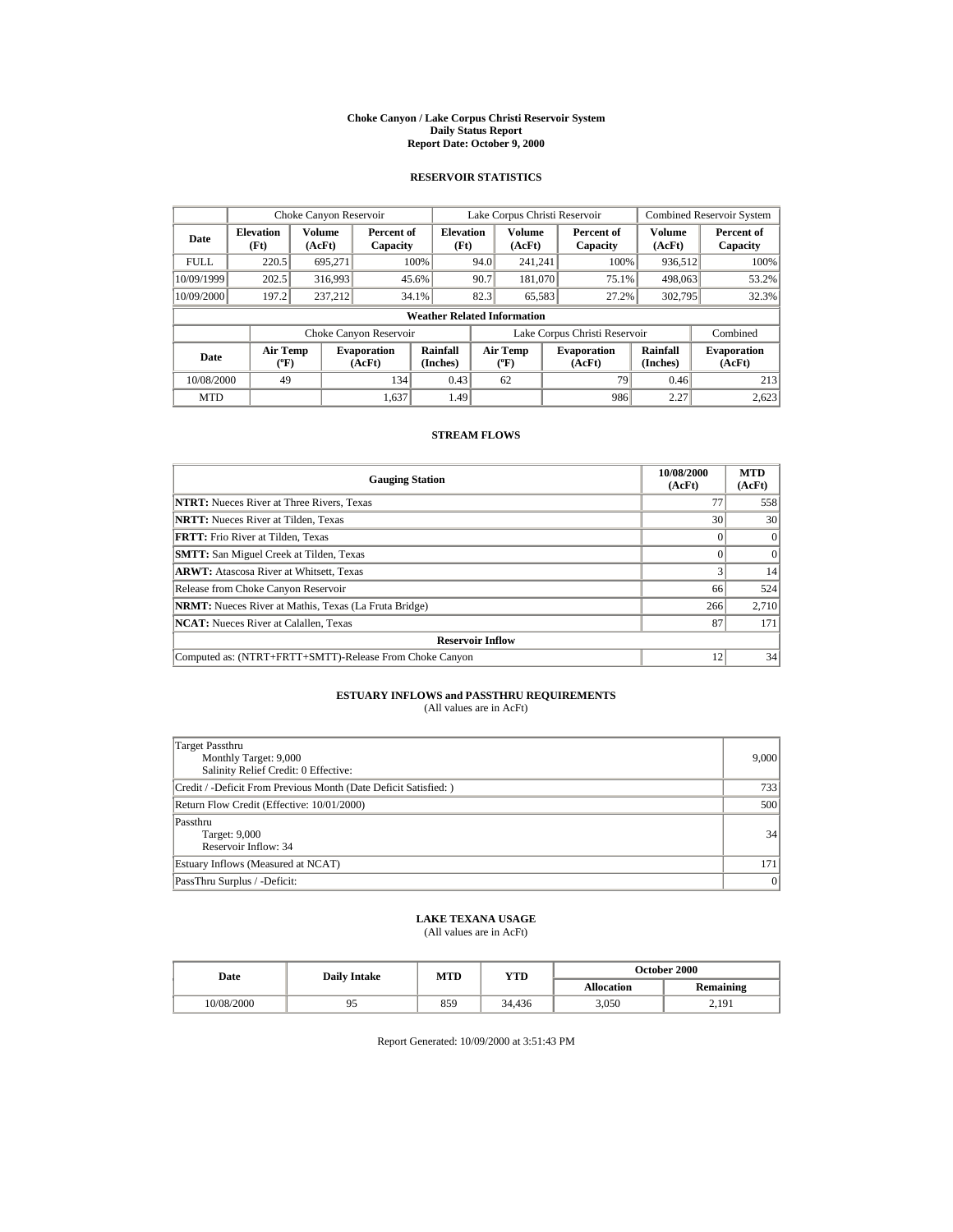# Choke Canyon / Lake Corpus Christi Reservoir System
## Daily Status Report
### Report Date: October 9, 2000

## RESERVOIR STATISTICS

| Date | Choke Canyon Reservoir | | | Lake Corpus Christi Reservoir | | | Combined Reservoir System | |
|---|---|---|---|---|---|---|---|---|
| | Elevation (Ft) | Volume (AcFt) | Percent of Capacity | Elevation (Ft) | Volume (AcFt) | Percent of Capacity | Volume (AcFt) | Percent of Capacity |
| FULL | 220.5 | 695,271 | 100% | 94.0 | 241,241 | 100% | 936,512 | 100% |
| 10/09/1999 | 202.5 | 316,993 | 45.6% | 90.7 | 181,070 | 75.1% | 498,063 | 53.2% |
| 10/09/2000 | 197.2 | 237,212 | 34.1% | 82.3 | 65,583 | 27.2% | 302,795 | 32.3% |

**Weather Related Information**

| Date | Choke Canyon Reservoir | | | Lake Corpus Christi Reservoir | | | Combined |
|---|---|---|---|---|---|---|---|
| | Air Temp (ºF) | Evaporation (AcFt) | Rainfall (Inches) | Air Temp (ºF) | Evaporation (AcFt) | Rainfall (Inches) | Evaporation (AcFt) |
| 10/08/2000 | 49 | 134 | 0.43 | 62 | 79 | 0.46 | 213 |
| MTD | | 1,637 | 1.49 | | 986 | 2.27 | 2,623 |

## STREAM FLOWS

| Gauging Station | 10/08/2000 (AcFt) | MTD (AcFt) |
|---|---|---|
| **NTRT:** Nueces River at Three Rivers, Texas | 77 | 558 |
| **NRTT:** Nueces River at Tilden, Texas | 30 | 30 |
| **FRTT:** Frio River at Tilden, Texas | 0 | 0 |
| **SMTT:** San Miguel Creek at Tilden, Texas | 0 | 0 |
| **ARWT:** Atascosa River at Whitsett, Texas | 3 | 14 |
| Release from Choke Canyon Reservoir | 66 | 524 |
| **NRMT:** Nueces River at Mathis, Texas (La Fruta Bridge) | 266 | 2,710 |
| **NCAT:** Nueces River at Calallen, Texas | 87 | 171 |
| **Reservoir Inflow** | | |
| Computed as: (NTRT+FRTT+SMTT)-Release From Choke Canyon | 12 | 34 |

## ESTUARY INFLOWS and PASSTHRU REQUIREMENTS
(All values are in AcFt)

| | |
|---|---|
| Target Passthru<br>Monthly Target: 9,000<br>Salinity Relief Credit: 0 Effective: | 9,000 |
| Credit / -Deficit From Previous Month (Date Deficit Satisfied: ) | 733 |
| Return Flow Credit (Effective: 10/01/2000) | 500 |
| Passthru<br>Target: 9,000<br>Reservoir Inflow: 34 | 34 |
| Estuary Inflows (Measured at NCAT) | 171 |
| PassThru Surplus / -Deficit: | 0 |

## LAKE TEXANA USAGE
(All values are in AcFt)

| Date | Daily Intake | MTD | YTD | October 2000 | |
|---|---|---|---|---|---|
| | | | | Allocation | Remaining |
| 10/08/2000 | 95 | 859 | 34,436 | 3,050 | 2,191 |

Report Generated: 10/09/2000 at 3:51:43 PM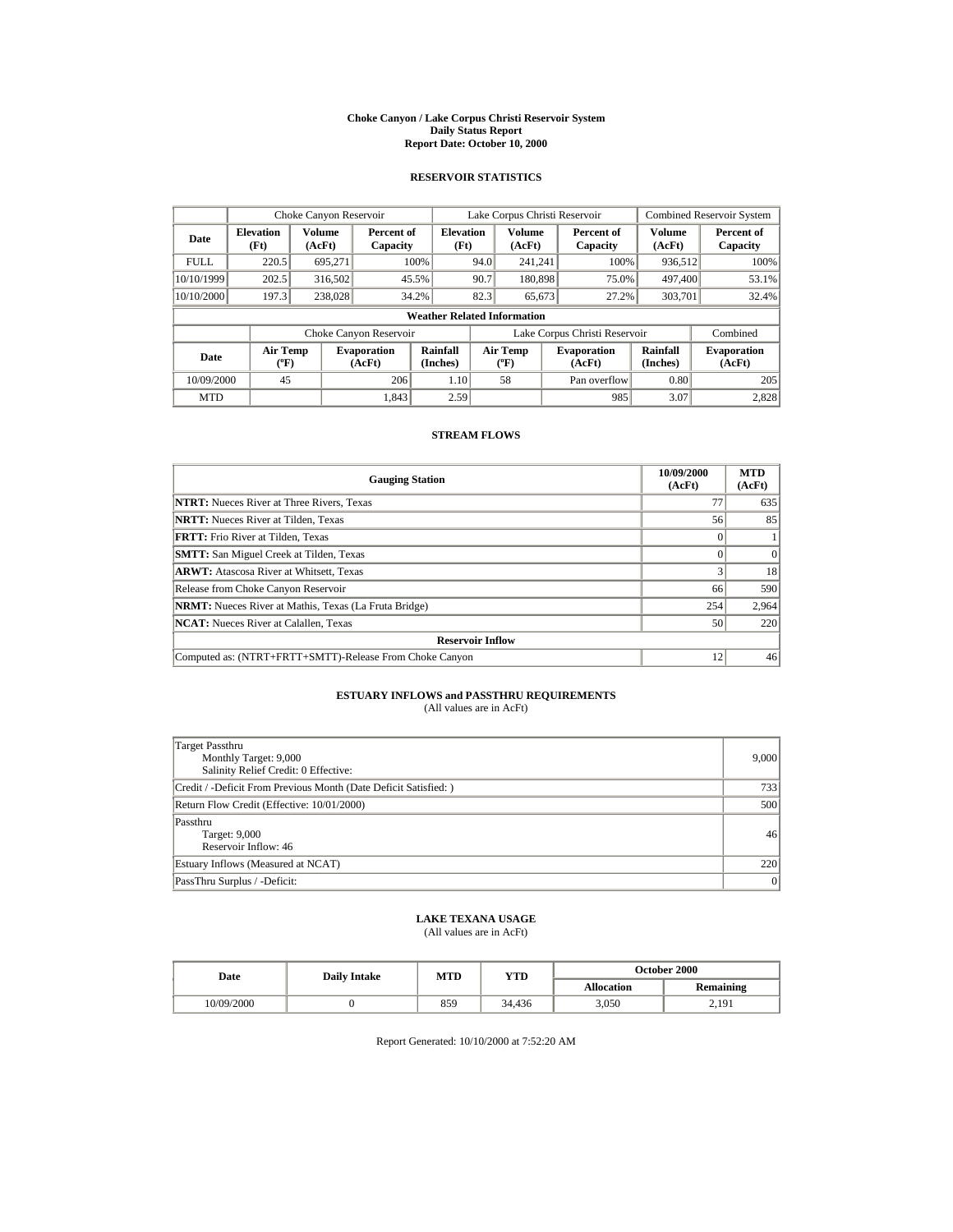# Choke Canyon / Lake Corpus Christi Reservoir System
## Daily Status Report
## Report Date: October 10, 2000

### RESERVOIR STATISTICS

| | Choke Canyon Reservoir | | | Lake Corpus Christi Reservoir | | | Combined Reservoir System | |
|---|---|---|---|---|---|---|---|---|
| Date | Elevation (Ft) | Volume (AcFt) | Percent of Capacity | Elevation (Ft) | Volume (AcFt) | Percent of Capacity | Volume (AcFt) | Percent of Capacity |
| FULL | 220.5 | 695,271 | 100% | 94.0 | 241,241 | 100% | 936,512 | 100% |
| 10/10/1999 | 202.5 | 316,502 | 45.5% | 90.7 | 180,898 | 75.0% | 497,400 | 53.1% |
| 10/10/2000 | 197.3 | 238,028 | 34.2% | 82.3 | 65,673 | 27.2% | 303,701 | 32.4% |

**Weather Related Information**

| | Choke Canyon Reservoir | | | Lake Corpus Christi Reservoir | | | Combined |
|---|---|---|---|---|---|---|---|
| Date | Air Temp (ºF) | Evaporation (AcFt) | Rainfall (Inches) | Air Temp (ºF) | Evaporation (AcFt) | Rainfall (Inches) | Evaporation (AcFt) |
| 10/09/2000 | 45 | 206 | 1.10 | 58 | Pan overflow | 0.80 | 205 |
| MTD | | 1,843 | 2.59 | | 985 | 3.07 | 2,828 |

### STREAM FLOWS

| Gauging Station | 10/09/2000 (AcFt) | MTD (AcFt) |
|---|---|---|
| **NTRT:** Nueces River at Three Rivers, Texas | 77 | 635 |
| **NRTT:** Nueces River at Tilden, Texas | 56 | 85 |
| **FRTT:** Frio River at Tilden, Texas | 0 | 1 |
| **SMTT:** San Miguel Creek at Tilden, Texas | 0 | 0 |
| **ARWT:** Atascosa River at Whitsett, Texas | 3 | 18 |
| Release from Choke Canyon Reservoir | 66 | 590 |
| **NRMT:** Nueces River at Mathis, Texas (La Fruta Bridge) | 254 | 2,964 |
| **NCAT:** Nueces River at Calallen, Texas | 50 | 220 |
| **Reservoir Inflow** | | |
| Computed as: (NTRT+FRTT+SMTT)-Release From Choke Canyon | 12 | 46 |

### ESTUARY INFLOWS and PASSTHRU REQUIREMENTS
(All values are in AcFt)

| | |
|---|---|
| Target Passthru<br>Monthly Target: 9,000<br>Salinity Relief Credit: 0 Effective: | 9,000 |
| Credit / -Deficit From Previous Month (Date Deficit Satisfied: ) | 733 |
| Return Flow Credit (Effective: 10/01/2000) | 500 |
| Passthru<br>Target: 9,000<br>Reservoir Inflow: 46 | 46 |
| Estuary Inflows (Measured at NCAT) | 220 |
| PassThru Surplus / -Deficit: | 0 |

### LAKE TEXANA USAGE
(All values are in AcFt)

| Date | Daily Intake | MTD | YTD | October 2000 | |
|---|---|---|---|---|---|
| | | | | Allocation | Remaining |
| 10/09/2000 | 0 | 859 | 34,436 | 3,050 | 2,191 |

Report Generated: 10/10/2000 at 7:52:20 AM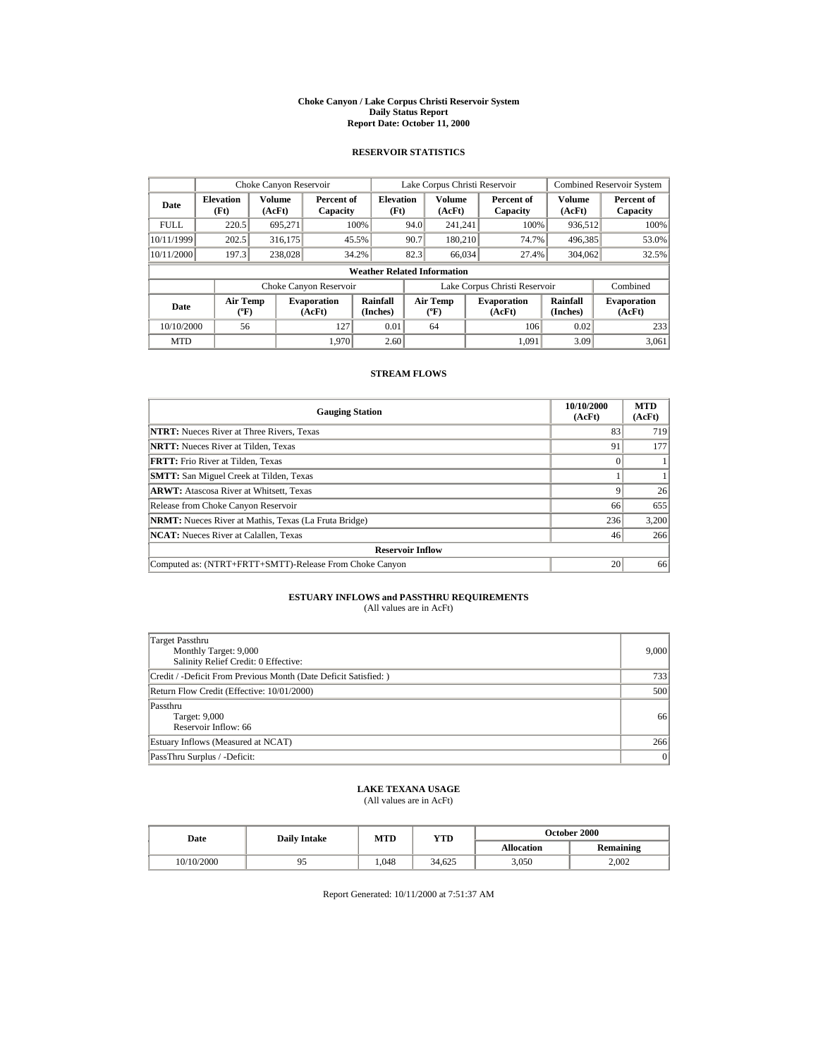# Choke Canyon / Lake Corpus Christi Reservoir System
## Daily Status Report
## Report Date: October 11, 2000

### RESERVOIR STATISTICS

| | Choke Canyon Reservoir | | | Lake Corpus Christi Reservoir | | | Combined Reservoir System | |
|---|---|---|---|---|---|---|---|---|
| Date | Elevation (Ft) | Volume (AcFt) | Percent of Capacity | Elevation (Ft) | Volume (AcFt) | Percent of Capacity | Volume (AcFt) | Percent of Capacity |
| FULL | 220.5 | 695,271 | 100% | 94.0 | 241,241 | 100% | 936,512 | 100% |
| 10/11/1999 | 202.5 | 316,175 | 45.5% | 90.7 | 180,210 | 74.7% | 496,385 | 53.0% |
| 10/11/2000 | 197.3 | 238,028 | 34.2% | 82.3 | 66,034 | 27.4% | 304,062 | 32.5% |

**Weather Related Information**

| | Choke Canyon Reservoir | | | Lake Corpus Christi Reservoir | | | Combined |
|---|---|---|---|---|---|---|---|
| Date | Air Temp (ºF) | Evaporation (AcFt) | Rainfall (Inches) | Air Temp (ºF) | Evaporation (AcFt) | Rainfall (Inches) | Evaporation (AcFt) |
| 10/10/2000 | 56 | 127 | 0.01 | 64 | 106 | 0.02 | 233 |
| MTD | | 1,970 | 2.60 | | 1,091 | 3.09 | 3,061 |

### STREAM FLOWS

| Gauging Station | 10/10/2000 (AcFt) | MTD (AcFt) |
|---|---|---|
| **NTRT:** Nueces River at Three Rivers, Texas | 83 | 719 |
| **NRTT:** Nueces River at Tilden, Texas | 91 | 177 |
| **FRTT:** Frio River at Tilden, Texas | 0 | 1 |
| **SMTT:** San Miguel Creek at Tilden, Texas | 1 | 1 |
| **ARWT:** Atascosa River at Whitsett, Texas | 9 | 26 |
| Release from Choke Canyon Reservoir | 66 | 655 |
| **NRMT:** Nueces River at Mathis, Texas (La Fruta Bridge) | 236 | 3,200 |
| **NCAT:** Nueces River at Calallen, Texas | 46 | 266 |
| **Reservoir Inflow** | | |
| Computed as: (NTRT+FRTT+SMTT)-Release From Choke Canyon | 20 | 66 |

### ESTUARY INFLOWS and PASSTHRU REQUIREMENTS
(All values are in AcFt)

| | |
|---|---|
| Target Passthru<br>Monthly Target: 9,000<br>Salinity Relief Credit: 0 Effective: | 9,000 |
| Credit / -Deficit From Previous Month (Date Deficit Satisfied: ) | 733 |
| Return Flow Credit (Effective: 10/01/2000) | 500 |
| Passthru<br>Target: 9,000<br>Reservoir Inflow: 66 | 66 |
| Estuary Inflows (Measured at NCAT) | 266 |
| PassThru Surplus / -Deficit: | 0 |

### LAKE TEXANA USAGE
(All values are in AcFt)

| Date | Daily Intake | MTD | YTD | October 2000 | |
|---|---|---|---|---|---|
| | | | | Allocation | Remaining |
| 10/10/2000 | 95 | 1,048 | 34,625 | 3,050 | 2,002 |

Report Generated: 10/11/2000 at 7:51:37 AM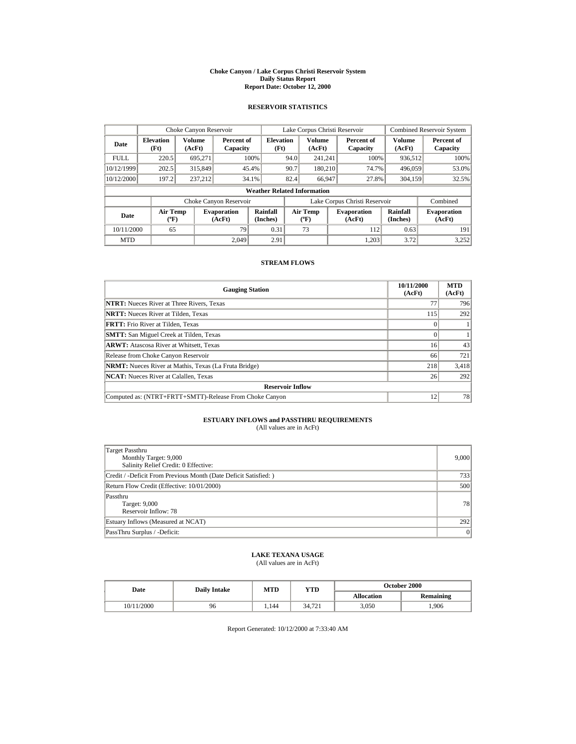# Choke Canyon / Lake Corpus Christi Reservoir System
## Daily Status Report
## Report Date: October 12, 2000

### RESERVOIR STATISTICS

| | Choke Canyon Reservoir | | | Lake Corpus Christi Reservoir | | | Combined Reservoir System | |
|---|---|---|---|---|---|---|---|---|
| Date | Elevation (Ft) | Volume (AcFt) | Percent of Capacity | Elevation (Ft) | Volume (AcFt) | Percent of Capacity | Volume (AcFt) | Percent of Capacity |
| FULL | 220.5 | 695,271 | 100% | 94.0 | 241,241 | 100% | 936,512 | 100% |
| 10/12/1999 | 202.5 | 315,849 | 45.4% | 90.7 | 180,210 | 74.7% | 496,059 | 53.0% |
| 10/12/2000 | 197.2 | 237,212 | 34.1% | 82.4 | 66,947 | 27.8% | 304,159 | 32.5% |

**Weather Related Information**

| | Choke Canyon Reservoir | | | Lake Corpus Christi Reservoir | | | Combined |
|---|---|---|---|---|---|---|---|
| Date | Air Temp (ºF) | Evaporation (AcFt) | Rainfall (Inches) | Air Temp (ºF) | Evaporation (AcFt) | Rainfall (Inches) | Evaporation (AcFt) |
| 10/11/2000 | 65 | 79 | 0.31 | 73 | 112 | 0.63 | 191 |
| MTD | | 2,049 | 2.91 | | 1,203 | 3.72 | 3,252 |

### STREAM FLOWS

| Gauging Station | 10/11/2000 (AcFt) | MTD (AcFt) |
|---|---|---|
| **NTRT:** Nueces River at Three Rivers, Texas | 77 | 796 |
| **NRTT:** Nueces River at Tilden, Texas | 115 | 292 |
| **FRTT:** Frio River at Tilden, Texas | 0 | 1 |
| **SMTT:** San Miguel Creek at Tilden, Texas | 0 | 1 |
| **ARWT:** Atascosa River at Whitsett, Texas | 16 | 43 |
| Release from Choke Canyon Reservoir | 66 | 721 |
| **NRMT:** Nueces River at Mathis, Texas (La Fruta Bridge) | 218 | 3,418 |
| **NCAT:** Nueces River at Calallen, Texas | 26 | 292 |
| **Reservoir Inflow** | | |
| Computed as: (NTRT+FRTT+SMTT)-Release From Choke Canyon | 12 | 78 |

### ESTUARY INFLOWS and PASSTHRU REQUIREMENTS
(All values are in AcFt)

| | |
|---|---|
| Target Passthru<br>Monthly Target: 9,000<br>Salinity Relief Credit: 0 Effective: | 9,000 |
| Credit / -Deficit From Previous Month (Date Deficit Satisfied: ) | 733 |
| Return Flow Credit (Effective: 10/01/2000) | 500 |
| Passthru<br>Target: 9,000<br>Reservoir Inflow: 78 | 78 |
| Estuary Inflows (Measured at NCAT) | 292 |
| PassThru Surplus / -Deficit: | 0 |

### LAKE TEXANA USAGE
(All values are in AcFt)

| Date | Daily Intake | MTD | YTD | October 2000 | |
|---|---|---|---|---|---|
| | | | | Allocation | Remaining |
| 10/11/2000 | 96 | 1,144 | 34,721 | 3,050 | 1,906 |

Report Generated: 10/12/2000 at 7:33:40 AM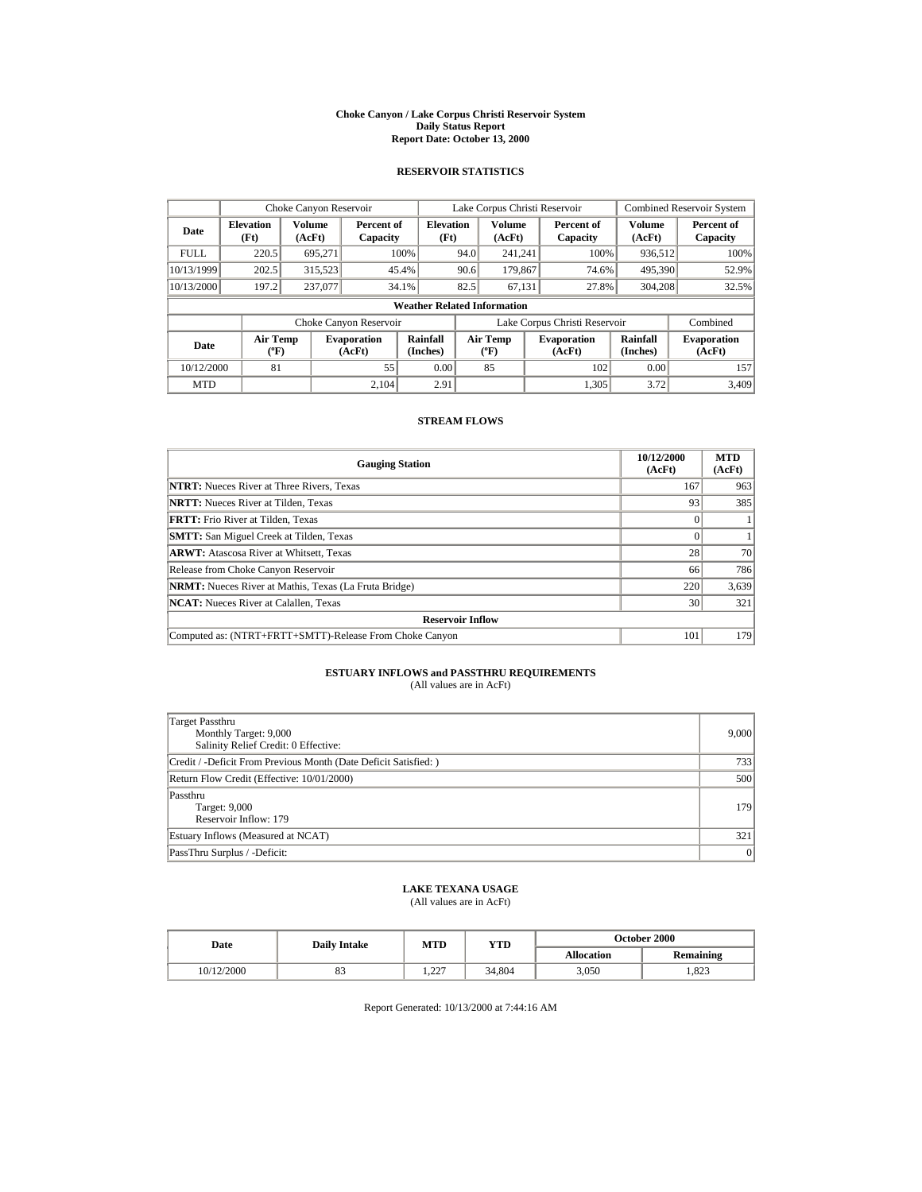# Choke Canyon / Lake Corpus Christi Reservoir System
## Daily Status Report
### Report Date: October 13, 2000

## RESERVOIR STATISTICS

| | Choke Canyon Reservoir | | | Lake Corpus Christi Reservoir | | | Combined Reservoir System | |
|---|---|---|---|---|---|---|---|---|
| Date | Elevation (Ft) | Volume (AcFt) | Percent of Capacity | Elevation (Ft) | Volume (AcFt) | Percent of Capacity | Volume (AcFt) | Percent of Capacity |
| FULL | 220.5 | 695,271 | 100% | 94.0 | 241,241 | 100% | 936,512 | 100% |
| 10/13/1999 | 202.5 | 315,523 | 45.4% | 90.6 | 179,867 | 74.6% | 495,390 | 52.9% |
| 10/13/2000 | 197.2 | 237,077 | 34.1% | 82.5 | 67,131 | 27.8% | 304,208 | 32.5% |

**Weather Related Information**

| | Choke Canyon Reservoir | | | Lake Corpus Christi Reservoir | | | Combined |
|---|---|---|---|---|---|---|---|
| Date | Air Temp (ºF) | Evaporation (AcFt) | Rainfall (Inches) | Air Temp (ºF) | Evaporation (AcFt) | Rainfall (Inches) | Evaporation (AcFt) |
| 10/12/2000 | 81 | 55 | 0.00 | 85 | 102 | 0.00 | 157 |
| MTD | | 2,104 | 2.91 | | 1,305 | 3.72 | 3,409 |

## STREAM FLOWS

| Gauging Station | 10/12/2000 (AcFt) | MTD (AcFt) |
|---|---|---|
| **NTRT:** Nueces River at Three Rivers, Texas | 167 | 963 |
| **NRTT:** Nueces River at Tilden, Texas | 93 | 385 |
| **FRTT:** Frio River at Tilden, Texas | 0 | 1 |
| **SMTT:** San Miguel Creek at Tilden, Texas | 0 | 1 |
| **ARWT:** Atascosa River at Whitsett, Texas | 28 | 70 |
| Release from Choke Canyon Reservoir | 66 | 786 |
| **NRMT:** Nueces River at Mathis, Texas (La Fruta Bridge) | 220 | 3,639 |
| **NCAT:** Nueces River at Calallen, Texas | 30 | 321 |
| **Reservoir Inflow** | | |
| Computed as: (NTRT+FRTT+SMTT)-Release From Choke Canyon | 101 | 179 |

## ESTUARY INFLOWS and PASSTHRU REQUIREMENTS
(All values are in AcFt)

| | |
|---|---|
| Target Passthru<br>Monthly Target: 9,000<br>Salinity Relief Credit: 0 Effective: | 9,000 |
| Credit / -Deficit From Previous Month (Date Deficit Satisfied: ) | 733 |
| Return Flow Credit (Effective: 10/01/2000) | 500 |
| Passthru<br>Target: 9,000<br>Reservoir Inflow: 179 | 179 |
| Estuary Inflows (Measured at NCAT) | 321 |
| PassThru Surplus / -Deficit: | 0 |

## LAKE TEXANA USAGE
(All values are in AcFt)

| Date | Daily Intake | MTD | YTD | October 2000 | |
|---|---|---|---|---|---|
| | | | | Allocation | Remaining |
| 10/12/2000 | 83 | 1,227 | 34,804 | 3,050 | 1,823 |

Report Generated: 10/13/2000 at 7:44:16 AM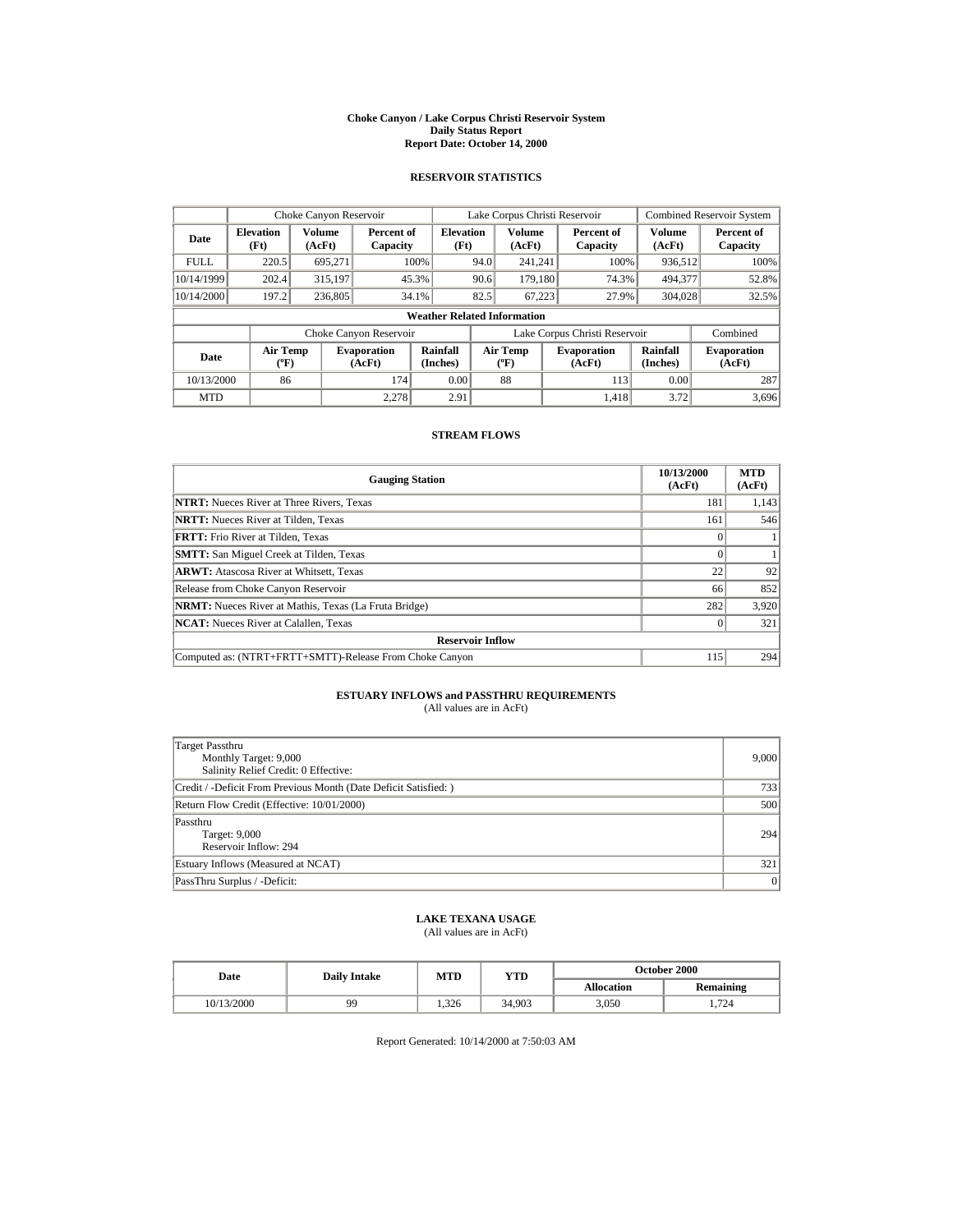# Choke Canyon / Lake Corpus Christi Reservoir System
## Daily Status Report
### Report Date: October 14, 2000

## RESERVOIR STATISTICS

| | Choke Canyon Reservoir | | | Lake Corpus Christi Reservoir | | | Combined Reservoir System | |
|---|---|---|---|---|---|---|---|---|
| Date | Elevation (Ft) | Volume (AcFt) | Percent of Capacity | Elevation (Ft) | Volume (AcFt) | Percent of Capacity | Volume (AcFt) | Percent of Capacity |
| FULL | 220.5 | 695,271 | 100% | 94.0 | 241,241 | 100% | 936,512 | 100% |
| 10/14/1999 | 202.4 | 315,197 | 45.3% | 90.6 | 179,180 | 74.3% | 494,377 | 52.8% |
| 10/14/2000 | 197.2 | 236,805 | 34.1% | 82.5 | 67,223 | 27.9% | 304,028 | 32.5% |

**Weather Related Information**

| | Choke Canyon Reservoir | | | Lake Corpus Christi Reservoir | | | Combined |
|---|---|---|---|---|---|---|---|
| Date | Air Temp (ºF) | Evaporation (AcFt) | Rainfall (Inches) | Air Temp (ºF) | Evaporation (AcFt) | Rainfall (Inches) | Evaporation (AcFt) |
| 10/13/2000 | 86 | 174 | 0.00 | 88 | 113 | 0.00 | 287 |
| MTD | | 2,278 | 2.91 | | 1,418 | 3.72 | 3,696 |

## STREAM FLOWS

| Gauging Station | 10/13/2000 (AcFt) | MTD (AcFt) |
|---|---|---|
| **NTRT:** Nueces River at Three Rivers, Texas | 181 | 1,143 |
| **NRTT:** Nueces River at Tilden, Texas | 161 | 546 |
| **FRTT:** Frio River at Tilden, Texas | 0 | 1 |
| **SMTT:** San Miguel Creek at Tilden, Texas | 0 | 1 |
| **ARWT:** Atascosa River at Whitsett, Texas | 22 | 92 |
| Release from Choke Canyon Reservoir | 66 | 852 |
| **NRMT:** Nueces River at Mathis, Texas (La Fruta Bridge) | 282 | 3,920 |
| **NCAT:** Nueces River at Calallen, Texas | 0 | 321 |
| **Reservoir Inflow** | | |
| Computed as: (NTRT+FRTT+SMTT)-Release From Choke Canyon | 115 | 294 |

## ESTUARY INFLOWS and PASSTHRU REQUIREMENTS
(All values are in AcFt)

| | |
|---|---|
| Target Passthru<br>Monthly Target: 9,000<br>Salinity Relief Credit: 0 Effective: | 9,000 |
| Credit / -Deficit From Previous Month (Date Deficit Satisfied: ) | 733 |
| Return Flow Credit (Effective: 10/01/2000) | 500 |
| Passthru<br>Target: 9,000<br>Reservoir Inflow: 294 | 294 |
| Estuary Inflows (Measured at NCAT) | 321 |
| PassThru Surplus / -Deficit: | 0 |

## LAKE TEXANA USAGE
(All values are in AcFt)

| Date | Daily Intake | MTD | YTD | October 2000 | |
|---|---|---|---|---|---|
| | | | | Allocation | Remaining |
| 10/13/2000 | 99 | 1,326 | 34,903 | 3,050 | 1,724 |

Report Generated: 10/14/2000 at 7:50:03 AM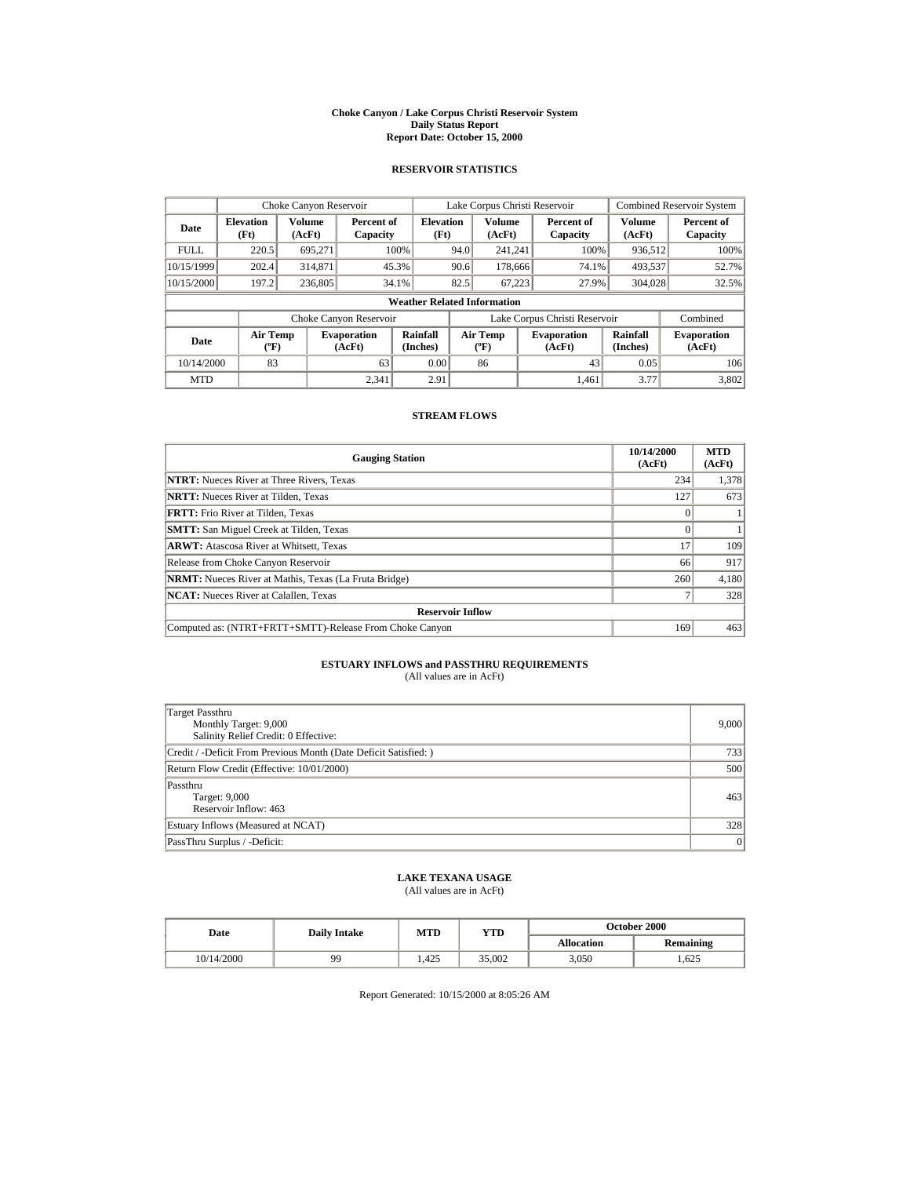# Choke Canyon / Lake Corpus Christi Reservoir System
## Daily Status Report
### Report Date: October 15, 2000

## RESERVOIR STATISTICS

| | Choke Canyon Reservoir | | | Lake Corpus Christi Reservoir | | | Combined Reservoir System | |
|---|---|---|---|---|---|---|---|---|
| Date | Elevation (Ft) | Volume (AcFt) | Percent of Capacity | Elevation (Ft) | Volume (AcFt) | Percent of Capacity | Volume (AcFt) | Percent of Capacity |
| FULL | 220.5 | 695,271 | 100% | 94.0 | 241,241 | 100% | 936,512 | 100% |
| 10/15/1999 | 202.4 | 314,871 | 45.3% | 90.6 | 178,666 | 74.1% | 493,537 | 52.7% |
| 10/15/2000 | 197.2 | 236,805 | 34.1% | 82.5 | 67,223 | 27.9% | 304,028 | 32.5% |

**Weather Related Information**

| | Choke Canyon Reservoir | | | Lake Corpus Christi Reservoir | | | Combined |
|---|---|---|---|---|---|---|---|
| Date | Air Temp (ºF) | Evaporation (AcFt) | Rainfall (Inches) | Air Temp (ºF) | Evaporation (AcFt) | Rainfall (Inches) | Evaporation (AcFt) |
| 10/14/2000 | 83 | 63 | 0.00 | 86 | 43 | 0.05 | 106 |
| MTD | | 2,341 | 2.91 | | 1,461 | 3.77 | 3,802 |

## STREAM FLOWS

| Gauging Station | 10/14/2000 (AcFt) | MTD (AcFt) |
|---|---|---|
| **NTRT:** Nueces River at Three Rivers, Texas | 234 | 1,378 |
| **NRTT:** Nueces River at Tilden, Texas | 127 | 673 |
| **FRTT:** Frio River at Tilden, Texas | 0 | 1 |
| **SMTT:** San Miguel Creek at Tilden, Texas | 0 | 1 |
| **ARWT:** Atascosa River at Whitsett, Texas | 17 | 109 |
| Release from Choke Canyon Reservoir | 66 | 917 |
| **NRMT:** Nueces River at Mathis, Texas (La Fruta Bridge) | 260 | 4,180 |
| **NCAT:** Nueces River at Calallen, Texas | 7 | 328 |
| **Reservoir Inflow** | | |
| Computed as: (NTRT+FRTT+SMTT)-Release From Choke Canyon | 169 | 463 |

## ESTUARY INFLOWS and PASSTHRU REQUIREMENTS
(All values are in AcFt)

| | |
|---|---|
| Target Passthru<br>Monthly Target: 9,000<br>Salinity Relief Credit: 0 Effective: | 9,000 |
| Credit / -Deficit From Previous Month (Date Deficit Satisfied: ) | 733 |
| Return Flow Credit (Effective: 10/01/2000) | 500 |
| Passthru<br>Target: 9,000<br>Reservoir Inflow: 463 | 463 |
| Estuary Inflows (Measured at NCAT) | 328 |
| PassThru Surplus / -Deficit: | 0 |

## LAKE TEXANA USAGE
(All values are in AcFt)

| Date | Daily Intake | MTD | YTD | October 2000 | |
|---|---|---|---|---|---|
| | | | | Allocation | Remaining |
| 10/14/2000 | 99 | 1,425 | 35,002 | 3,050 | 1,625 |

Report Generated: 10/15/2000 at 8:05:26 AM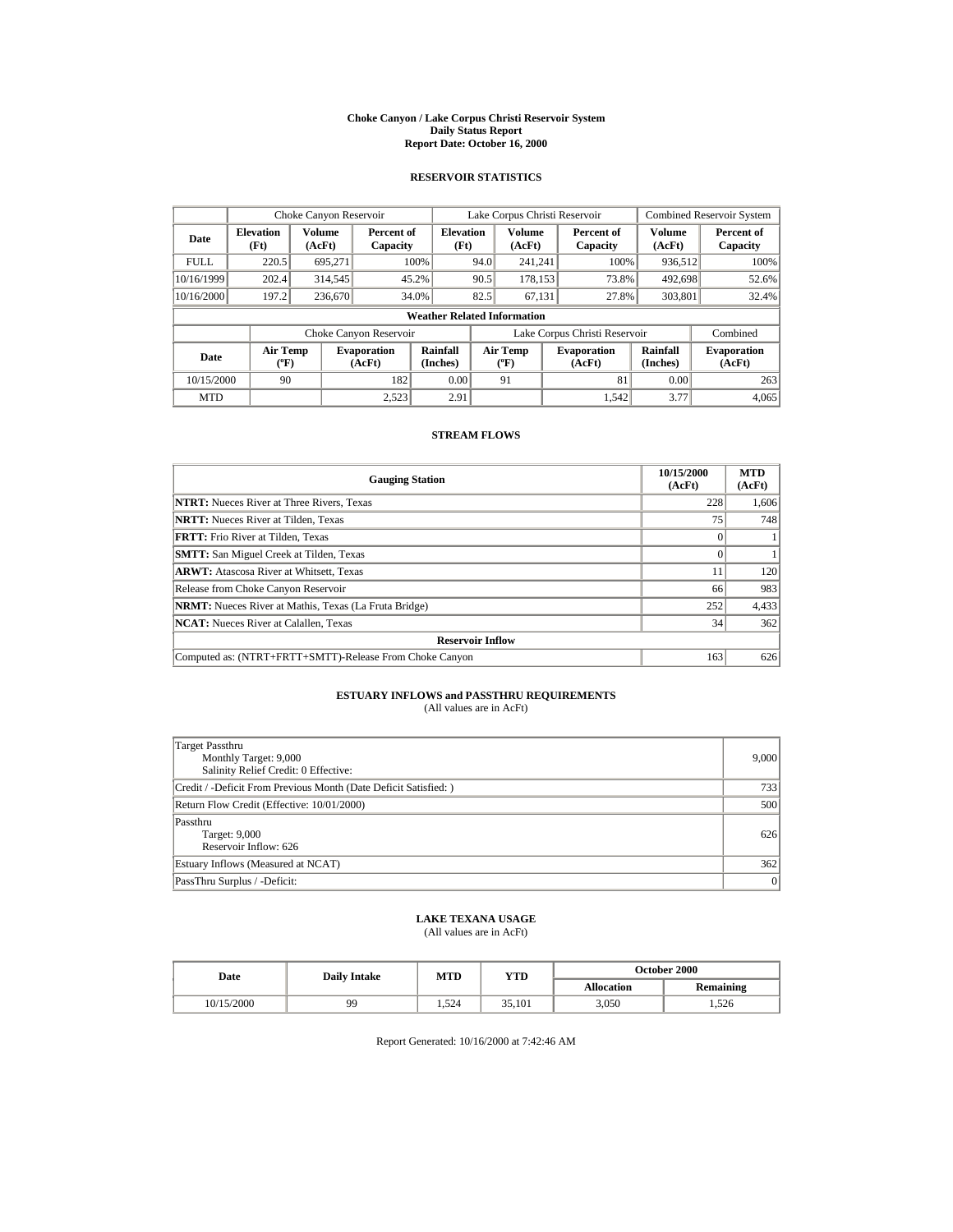# Choke Canyon / Lake Corpus Christi Reservoir System
## Daily Status Report
### Report Date: October 16, 2000

## RESERVOIR STATISTICS

| | Choke Canyon Reservoir | | | Lake Corpus Christi Reservoir | | | Combined Reservoir System | |
|---|---|---|---|---|---|---|---|---|
| Date | Elevation (Ft) | Volume (AcFt) | Percent of Capacity | Elevation (Ft) | Volume (AcFt) | Percent of Capacity | Volume (AcFt) | Percent of Capacity |
| FULL | 220.5 | 695,271 | 100% | 94.0 | 241,241 | 100% | 936,512 | 100% |
| 10/16/1999 | 202.4 | 314,545 | 45.2% | 90.5 | 178,153 | 73.8% | 492,698 | 52.6% |
| 10/16/2000 | 197.2 | 236,670 | 34.0% | 82.5 | 67,131 | 27.8% | 303,801 | 32.4% |

**Weather Related Information**

| | Choke Canyon Reservoir | | | Lake Corpus Christi Reservoir | | | Combined |
|---|---|---|---|---|---|---|---|
| Date | Air Temp (ºF) | Evaporation (AcFt) | Rainfall (Inches) | Air Temp (ºF) | Evaporation (AcFt) | Rainfall (Inches) | Evaporation (AcFt) |
| 10/15/2000 | 90 | 182 | 0.00 | 91 | 81 | 0.00 | 263 |
| MTD | | 2,523 | 2.91 | | 1,542 | 3.77 | 4,065 |

## STREAM FLOWS

| Gauging Station | 10/15/2000 (AcFt) | MTD (AcFt) |
|---|---|---|
| **NTRT:** Nueces River at Three Rivers, Texas | 228 | 1,606 |
| **NRTT:** Nueces River at Tilden, Texas | 75 | 748 |
| **FRTT:** Frio River at Tilden, Texas | 0 | 1 |
| **SMTT:** San Miguel Creek at Tilden, Texas | 0 | 1 |
| **ARWT:** Atascosa River at Whitsett, Texas | 11 | 120 |
| Release from Choke Canyon Reservoir | 66 | 983 |
| **NRMT:** Nueces River at Mathis, Texas (La Fruta Bridge) | 252 | 4,433 |
| **NCAT:** Nueces River at Calallen, Texas | 34 | 362 |
| **Reservoir Inflow** | | |
| Computed as: (NTRT+FRTT+SMTT)-Release From Choke Canyon | 163 | 626 |

## ESTUARY INFLOWS and PASSTHRU REQUIREMENTS
(All values are in AcFt)

| | |
|---|---|
| Target Passthru<br>Monthly Target: 9,000<br>Salinity Relief Credit: 0 Effective: | 9,000 |
| Credit / -Deficit From Previous Month (Date Deficit Satisfied: ) | 733 |
| Return Flow Credit (Effective: 10/01/2000) | 500 |
| Passthru<br>Target: 9,000<br>Reservoir Inflow: 626 | 626 |
| Estuary Inflows (Measured at NCAT) | 362 |
| PassThru Surplus / -Deficit: | 0 |

## LAKE TEXANA USAGE
(All values are in AcFt)

| Date | Daily Intake | MTD | YTD | October 2000 | |
|---|---|---|---|---|---|
| | | | | Allocation | Remaining |
| 10/15/2000 | 99 | 1,524 | 35,101 | 3,050 | 1,526 |

Report Generated: 10/16/2000 at 7:42:46 AM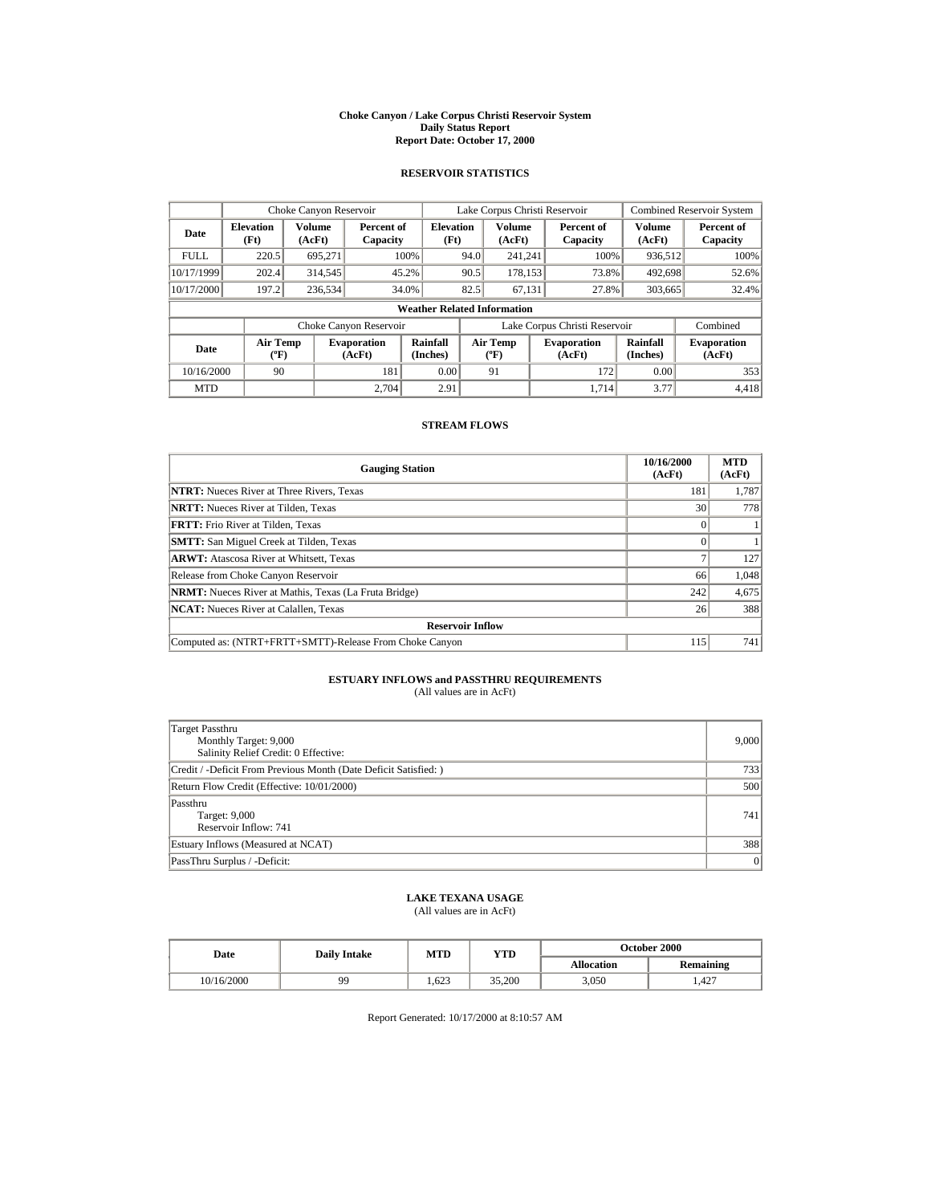# Choke Canyon / Lake Corpus Christi Reservoir System
## Daily Status Report
### Report Date: October 17, 2000

## RESERVOIR STATISTICS

| Date | Choke Canyon Reservoir | | | Lake Corpus Christi Reservoir | | | Combined Reservoir System | |
|---|---|---|---|---|---|---|---|---|
| | Elevation (Ft) | Volume (AcFt) | Percent of Capacity | Elevation (Ft) | Volume (AcFt) | Percent of Capacity | Volume (AcFt) | Percent of Capacity |
| FULL | 220.5 | 695,271 | 100% | 94.0 | 241,241 | 100% | 936,512 | 100% |
| 10/17/1999 | 202.4 | 314,545 | 45.2% | 90.5 | 178,153 | 73.8% | 492,698 | 52.6% |
| 10/17/2000 | 197.2 | 236,534 | 34.0% | 82.5 | 67,131 | 27.8% | 303,665 | 32.4% |

**Weather Related Information**

| Date | Choke Canyon Reservoir | | | Lake Corpus Christi Reservoir | | | Combined |
|---|---|---|---|---|---|---|---|
| | Air Temp (ºF) | Evaporation (AcFt) | Rainfall (Inches) | Air Temp (ºF) | Evaporation (AcFt) | Rainfall (Inches) | Evaporation (AcFt) |
| 10/16/2000 | 90 | 181 | 0.00 | 91 | 172 | 0.00 | 353 |
| MTD | | 2,704 | 2.91 | | 1,714 | 3.77 | 4,418 |

## STREAM FLOWS

| Gauging Station | 10/16/2000 (AcFt) | MTD (AcFt) |
|---|---|---|
| **NTRT:** Nueces River at Three Rivers, Texas | 181 | 1,787 |
| **NRTT:** Nueces River at Tilden, Texas | 30 | 778 |
| **FRTT:** Frio River at Tilden, Texas | 0 | 1 |
| **SMTT:** San Miguel Creek at Tilden, Texas | 0 | 1 |
| **ARWT:** Atascosa River at Whitsett, Texas | 7 | 127 |
| Release from Choke Canyon Reservoir | 66 | 1,048 |
| **NRMT:** Nueces River at Mathis, Texas (La Fruta Bridge) | 242 | 4,675 |
| **NCAT:** Nueces River at Calallen, Texas | 26 | 388 |
| **Reservoir Inflow** | | |
| Computed as: (NTRT+FRTT+SMTT)-Release From Choke Canyon | 115 | 741 |

## ESTUARY INFLOWS and PASSTHRU REQUIREMENTS
(All values are in AcFt)

| Item | Value |
|---|---|
| Target Passthru<br>Monthly Target: 9,000<br>Salinity Relief Credit: 0 Effective: | 9,000 |
| Credit / -Deficit From Previous Month (Date Deficit Satisfied: ) | 733 |
| Return Flow Credit (Effective: 10/01/2000) | 500 |
| Passthru<br>Target: 9,000<br>Reservoir Inflow: 741 | 741 |
| Estuary Inflows (Measured at NCAT) | 388 |
| PassThru Surplus / -Deficit: | 0 |

## LAKE TEXANA USAGE
(All values are in AcFt)

| Date | Daily Intake | MTD | YTD | October 2000 | |
|---|---|---|---|---|---|
| | | | | Allocation | Remaining |
| 10/16/2000 | 99 | 1,623 | 35,200 | 3,050 | 1,427 |

Report Generated: 10/17/2000 at 8:10:57 AM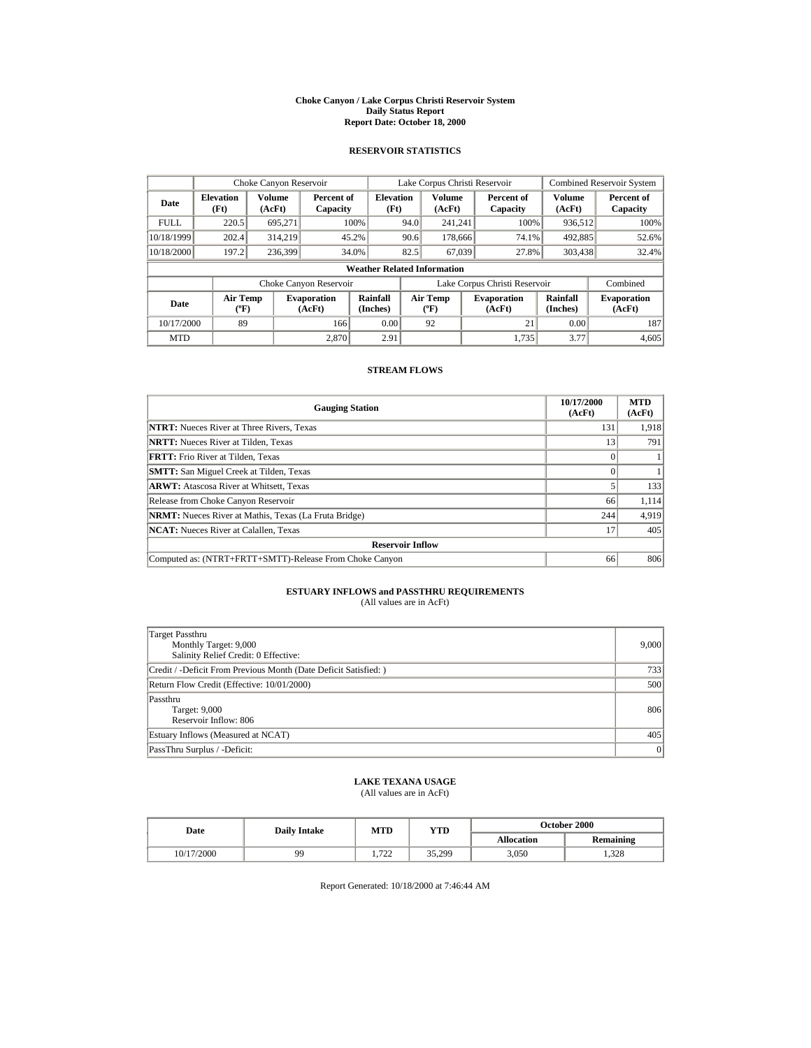# Choke Canyon / Lake Corpus Christi Reservoir System
## Daily Status Report
### Report Date: October 18, 2000

## RESERVOIR STATISTICS

| | Choke Canyon Reservoir | | | Lake Corpus Christi Reservoir | | | Combined Reservoir System | |
|---|---|---|---|---|---|---|---|---|
| Date | Elevation (Ft) | Volume (AcFt) | Percent of Capacity | Elevation (Ft) | Volume (AcFt) | Percent of Capacity | Volume (AcFt) | Percent of Capacity |
| FULL | 220.5 | 695,271 | 100% | 94.0 | 241,241 | 100% | 936,512 | 100% |
| 10/18/1999 | 202.4 | 314,219 | 45.2% | 90.6 | 178,666 | 74.1% | 492,885 | 52.6% |
| 10/18/2000 | 197.2 | 236,399 | 34.0% | 82.5 | 67,039 | 27.8% | 303,438 | 32.4% |

**Weather Related Information**

| | Choke Canyon Reservoir | | | Lake Corpus Christi Reservoir | | | Combined |
|---|---|---|---|---|---|---|---|
| Date | Air Temp (ºF) | Evaporation (AcFt) | Rainfall (Inches) | Air Temp (ºF) | Evaporation (AcFt) | Rainfall (Inches) | Evaporation (AcFt) |
| 10/17/2000 | 89 | 166 | 0.00 | 92 | 21 | 0.00 | 187 |
| MTD | | 2,870 | 2.91 | | 1,735 | 3.77 | 4,605 |

## STREAM FLOWS

| Gauging Station | 10/17/2000 (AcFt) | MTD (AcFt) |
|---|---|---|
| **NTRT:** Nueces River at Three Rivers, Texas | 131 | 1,918 |
| **NRTT:** Nueces River at Tilden, Texas | 13 | 791 |
| **FRTT:** Frio River at Tilden, Texas | 0 | 1 |
| **SMTT:** San Miguel Creek at Tilden, Texas | 0 | 1 |
| **ARWT:** Atascosa River at Whitsett, Texas | 5 | 133 |
| Release from Choke Canyon Reservoir | 66 | 1,114 |
| **NRMT:** Nueces River at Mathis, Texas (La Fruta Bridge) | 244 | 4,919 |
| **NCAT:** Nueces River at Calallen, Texas | 17 | 405 |
| **Reservoir Inflow** | | |
| Computed as: (NTRT+FRTT+SMTT)-Release From Choke Canyon | 66 | 806 |

## ESTUARY INFLOWS and PASSTHRU REQUIREMENTS
(All values are in AcFt)

| | |
|---|---|
| Target Passthru<br>Monthly Target: 9,000<br>Salinity Relief Credit: 0 Effective: | 9,000 |
| Credit / -Deficit From Previous Month (Date Deficit Satisfied: ) | 733 |
| Return Flow Credit (Effective: 10/01/2000) | 500 |
| Passthru<br>Target: 9,000<br>Reservoir Inflow: 806 | 806 |
| Estuary Inflows (Measured at NCAT) | 405 |
| PassThru Surplus / -Deficit: | 0 |

## LAKE TEXANA USAGE
(All values are in AcFt)

| Date | Daily Intake | MTD | YTD | October 2000 | |
|---|---|---|---|---|---|
| | | | | Allocation | Remaining |
| 10/17/2000 | 99 | 1,722 | 35,299 | 3,050 | 1,328 |

Report Generated: 10/18/2000 at 7:46:44 AM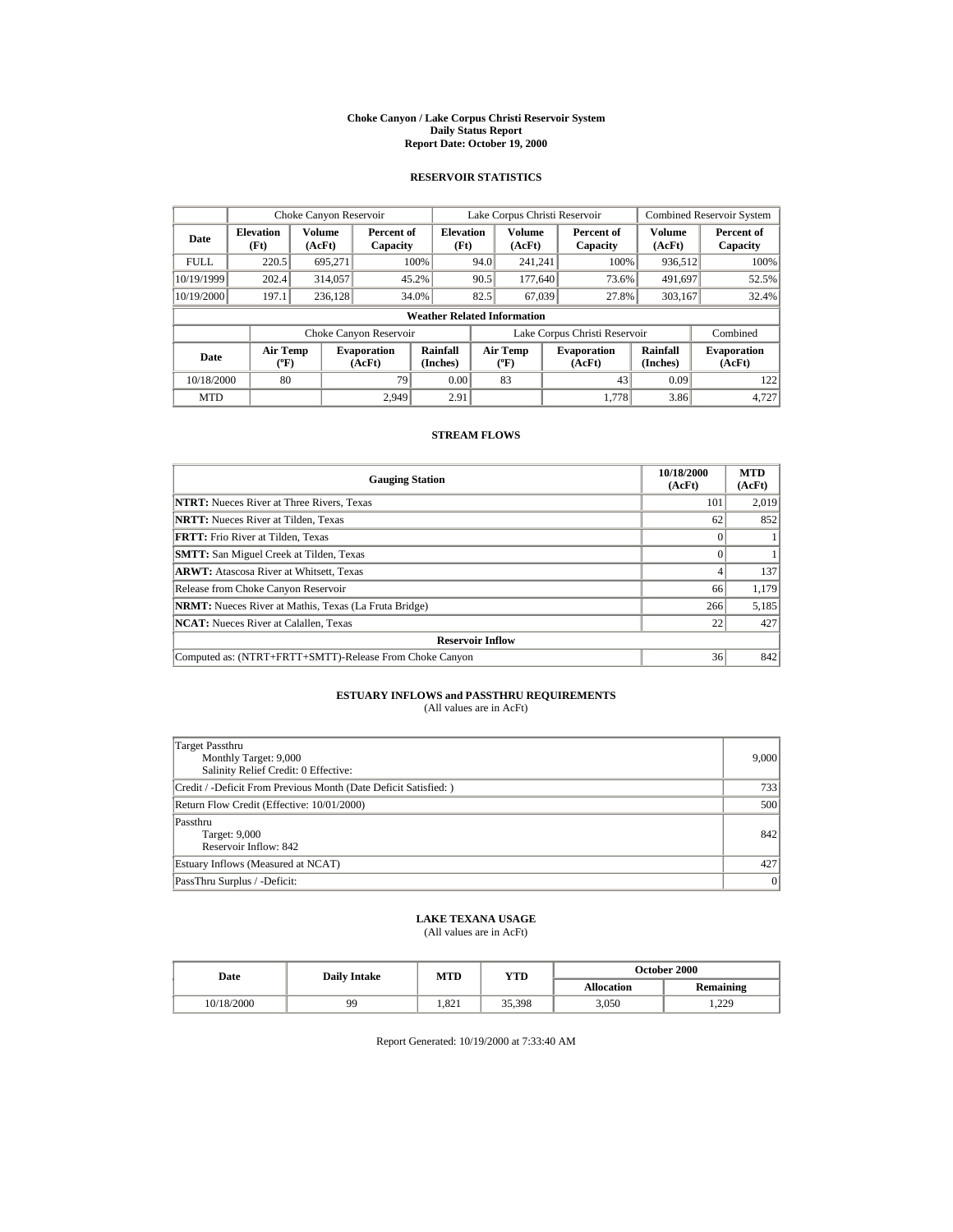# Choke Canyon / Lake Corpus Christi Reservoir System
## Daily Status Report
### Report Date: October 19, 2000

## RESERVOIR STATISTICS

| | Choke Canyon Reservoir | | | Lake Corpus Christi Reservoir | | | Combined Reservoir System | |
|---|---|---|---|---|---|---|---|---|
| **Date** | **Elevation (Ft)** | **Volume (AcFt)** | **Percent of Capacity** | **Elevation (Ft)** | **Volume (AcFt)** | **Percent of Capacity** | **Volume (AcFt)** | **Percent of Capacity** |
| FULL | 220.5 | 695,271 | 100% | 94.0 | 241,241 | 100% | 936,512 | 100% |
| 10/19/1999 | 202.4 | 314,057 | 45.2% | 90.5 | 177,640 | 73.6% | 491,697 | 52.5% |
| 10/19/2000 | 197.1 | 236,128 | 34.0% | 82.5 | 67,039 | 27.8% | 303,167 | 32.4% |

**Weather Related Information**

| | Choke Canyon Reservoir | | | Lake Corpus Christi Reservoir | | | Combined |
|---|---|---|---|---|---|---|---|
| **Date** | **Air Temp (ºF)** | **Evaporation (AcFt)** | **Rainfall (Inches)** | **Air Temp (ºF)** | **Evaporation (AcFt)** | **Rainfall (Inches)** | **Evaporation (AcFt)** |
| 10/18/2000 | 80 | 79 | 0.00 | 83 | 43 | 0.09 | 122 |
| MTD | | 2,949 | 2.91 | | 1,778 | 3.86 | 4,727 |

## STREAM FLOWS

| Gauging Station | 10/18/2000 (AcFt) | MTD (AcFt) |
|---|---|---|
| **NTRT:** Nueces River at Three Rivers, Texas | 101 | 2,019 |
| **NRTT:** Nueces River at Tilden, Texas | 62 | 852 |
| **FRTT:** Frio River at Tilden, Texas | 0 | 1 |
| **SMTT:** San Miguel Creek at Tilden, Texas | 0 | 1 |
| **ARWT:** Atascosa River at Whitsett, Texas | 4 | 137 |
| Release from Choke Canyon Reservoir | 66 | 1,179 |
| **NRMT:** Nueces River at Mathis, Texas (La Fruta Bridge) | 266 | 5,185 |
| **NCAT:** Nueces River at Calallen, Texas | 22 | 427 |
| **Reservoir Inflow** | | |
| Computed as: (NTRT+FRTT+SMTT)-Release From Choke Canyon | 36 | 842 |

## ESTUARY INFLOWS and PASSTHRU REQUIREMENTS
(All values are in AcFt)

| | |
|---|---|
| Target Passthru<br>Monthly Target: 9,000<br>Salinity Relief Credit: 0 Effective: | 9,000 |
| Credit / -Deficit From Previous Month (Date Deficit Satisfied: ) | 733 |
| Return Flow Credit (Effective: 10/01/2000) | 500 |
| Passthru<br>Target: 9,000<br>Reservoir Inflow: 842 | 842 |
| Estuary Inflows (Measured at NCAT) | 427 |
| PassThru Surplus / -Deficit: | 0 |

## LAKE TEXANA USAGE
(All values are in AcFt)

| Date | Daily Intake | MTD | YTD | October 2000 | |
|---|---|---|---|---|---|
| | | | | **Allocation** | **Remaining** |
| 10/18/2000 | 99 | 1,821 | 35,398 | 3,050 | 1,229 |

Report Generated: 10/19/2000 at 7:33:40 AM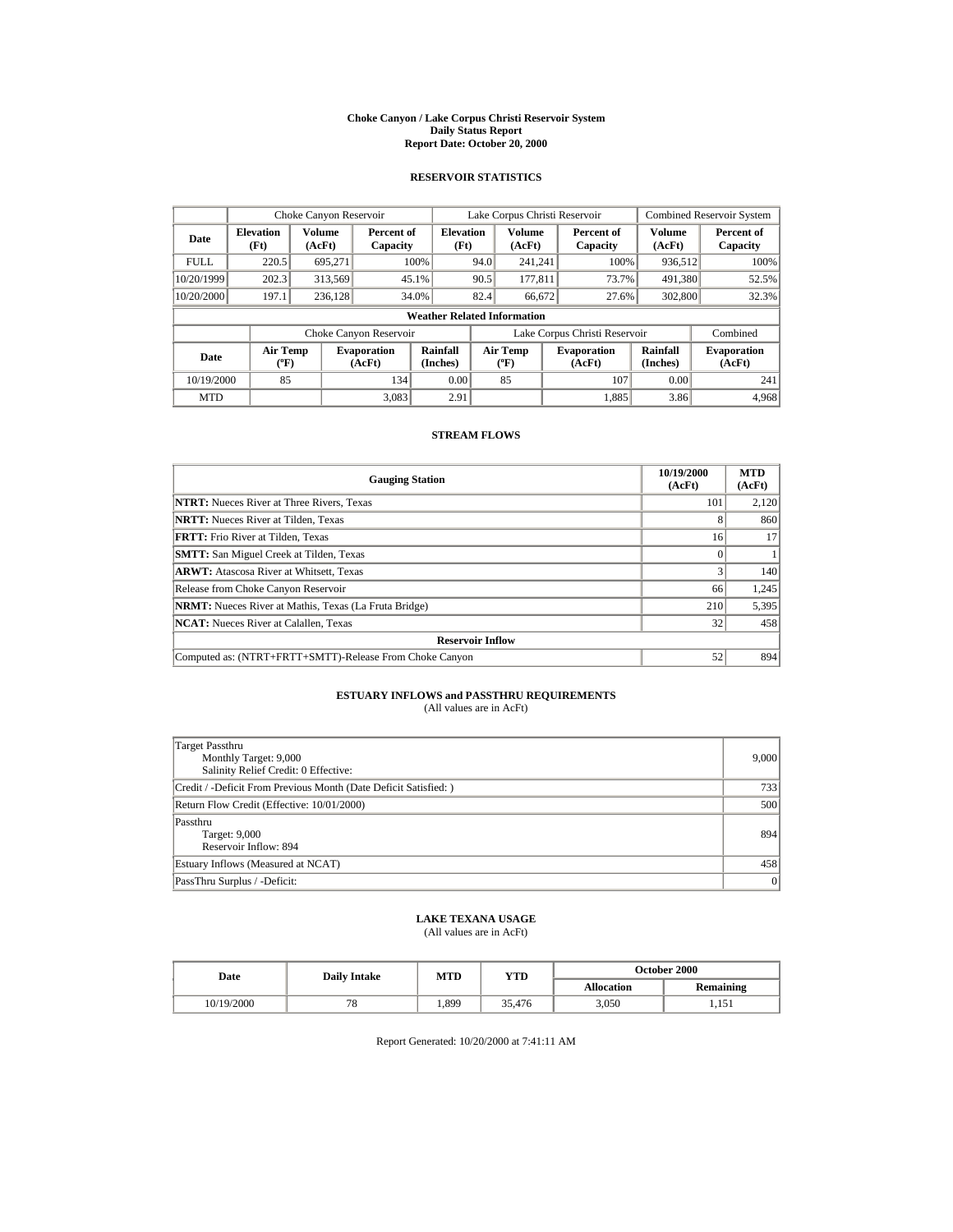# Choke Canyon / Lake Corpus Christi Reservoir System
## Daily Status Report
### Report Date: October 20, 2000

## RESERVOIR STATISTICS

| | Choke Canyon Reservoir | | | Lake Corpus Christi Reservoir | | | Combined Reservoir System | |
|---|---|---|---|---|---|---|---|---|
| Date | Elevation (Ft) | Volume (AcFt) | Percent of Capacity | Elevation (Ft) | Volume (AcFt) | Percent of Capacity | Volume (AcFt) | Percent of Capacity |
| FULL | 220.5 | 695,271 | 100% | 94.0 | 241,241 | 100% | 936,512 | 100% |
| 10/20/1999 | 202.3 | 313,569 | 45.1% | 90.5 | 177,811 | 73.7% | 491,380 | 52.5% |
| 10/20/2000 | 197.1 | 236,128 | 34.0% | 82.4 | 66,672 | 27.6% | 302,800 | 32.3% |

**Weather Related Information**

| | Choke Canyon Reservoir | | | Lake Corpus Christi Reservoir | | | Combined |
|---|---|---|---|---|---|---|---|
| Date | Air Temp (ºF) | Evaporation (AcFt) | Rainfall (Inches) | Air Temp (ºF) | Evaporation (AcFt) | Rainfall (Inches) | Evaporation (AcFt) |
| 10/19/2000 | 85 | 134 | 0.00 | 85 | 107 | 0.00 | 241 |
| MTD | | 3,083 | 2.91 | | 1,885 | 3.86 | 4,968 |

## STREAM FLOWS

| Gauging Station | 10/19/2000 (AcFt) | MTD (AcFt) |
|---|---|---|
| **NTRT:** Nueces River at Three Rivers, Texas | 101 | 2,120 |
| **NRTT:** Nueces River at Tilden, Texas | 8 | 860 |
| **FRTT:** Frio River at Tilden, Texas | 16 | 17 |
| **SMTT:** San Miguel Creek at Tilden, Texas | 0 | 1 |
| **ARWT:** Atascosa River at Whitsett, Texas | 3 | 140 |
| Release from Choke Canyon Reservoir | 66 | 1,245 |
| **NRMT:** Nueces River at Mathis, Texas (La Fruta Bridge) | 210 | 5,395 |
| **NCAT:** Nueces River at Calallen, Texas | 32 | 458 |
| **Reservoir Inflow** | | |
| Computed as: (NTRT+FRTT+SMTT)-Release From Choke Canyon | 52 | 894 |

## ESTUARY INFLOWS and PASSTHRU REQUIREMENTS
(All values are in AcFt)

| | |
|---|---|
| Target Passthru<br>Monthly Target: 9,000<br>Salinity Relief Credit: 0 Effective: | 9,000 |
| Credit / -Deficit From Previous Month (Date Deficit Satisfied: ) | 733 |
| Return Flow Credit (Effective: 10/01/2000) | 500 |
| Passthru<br>Target: 9,000<br>Reservoir Inflow: 894 | 894 |
| Estuary Inflows (Measured at NCAT) | 458 |
| PassThru Surplus / -Deficit: | 0 |

## LAKE TEXANA USAGE
(All values are in AcFt)

| Date | Daily Intake | MTD | YTD | October 2000 | |
|---|---|---|---|---|---|
| | | | | Allocation | Remaining |
| 10/19/2000 | 78 | 1,899 | 35,476 | 3,050 | 1,151 |

Report Generated: 10/20/2000 at 7:41:11 AM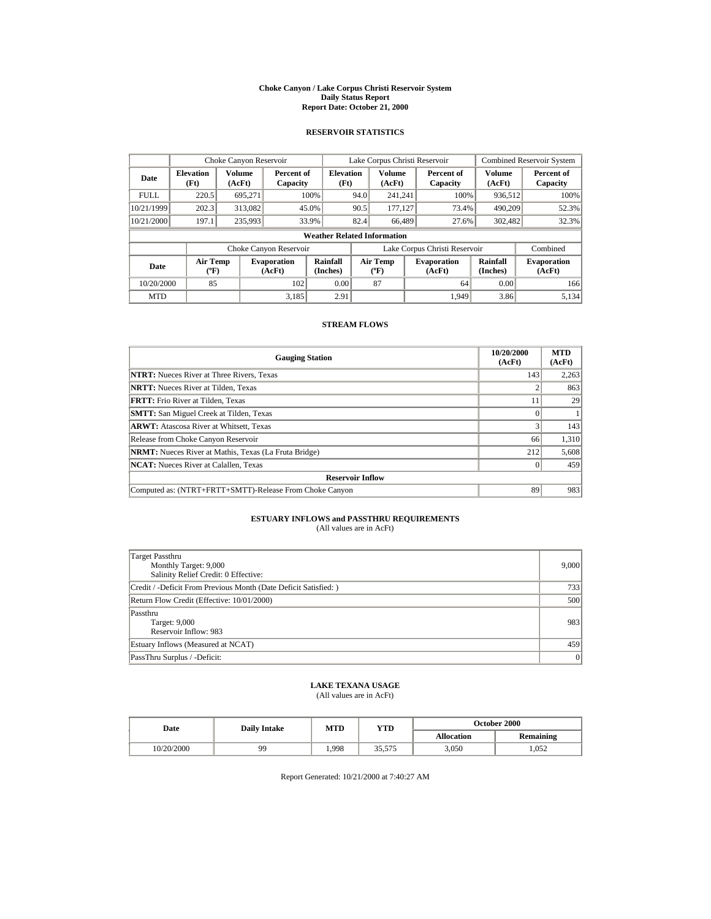# Choke Canyon / Lake Corpus Christi Reservoir System
## Daily Status Report
## Report Date: October 21, 2000

### RESERVOIR STATISTICS

| Date | Choke Canyon Reservoir | | | Lake Corpus Christi Reservoir | | | Combined Reservoir System | |
|---|---|---|---|---|---|---|---|---|
| | Elevation (Ft) | Volume (AcFt) | Percent of Capacity | Elevation (Ft) | Volume (AcFt) | Percent of Capacity | Volume (AcFt) | Percent of Capacity |
| FULL | 220.5 | 695,271 | 100% | 94.0 | 241,241 | 100% | 936,512 | 100% |
| 10/21/1999 | 202.3 | 313,082 | 45.0% | 90.5 | 177,127 | 73.4% | 490,209 | 52.3% |
| 10/21/2000 | 197.1 | 235,993 | 33.9% | 82.4 | 66,489 | 27.6% | 302,482 | 32.3% |

**Weather Related Information**

| Date | Choke Canyon Reservoir | | | Lake Corpus Christi Reservoir | | | Combined |
|---|---|---|---|---|---|---|---|
| | Air Temp (ºF) | Evaporation (AcFt) | Rainfall (Inches) | Air Temp (ºF) | Evaporation (AcFt) | Rainfall (Inches) | Evaporation (AcFt) |
| 10/20/2000 | 85 | 102 | 0.00 | 87 | 64 | 0.00 | 166 |
| MTD | | 3,185 | 2.91 | | 1,949 | 3.86 | 5,134 |

### STREAM FLOWS

| Gauging Station | 10/20/2000 (AcFt) | MTD (AcFt) |
|---|---|---|
| **NTRT:** Nueces River at Three Rivers, Texas | 143 | 2,263 |
| **NRTT:** Nueces River at Tilden, Texas | 2 | 863 |
| **FRTT:** Frio River at Tilden, Texas | 11 | 29 |
| **SMTT:** San Miguel Creek at Tilden, Texas | 0 | 1 |
| **ARWT:** Atascosa River at Whitsett, Texas | 3 | 143 |
| Release from Choke Canyon Reservoir | 66 | 1,310 |
| **NRMT:** Nueces River at Mathis, Texas (La Fruta Bridge) | 212 | 5,608 |
| **NCAT:** Nueces River at Calallen, Texas | 0 | 459 |
| **Reservoir Inflow** | | |
| Computed as: (NTRT+FRTT+SMTT)-Release From Choke Canyon | 89 | 983 |

### ESTUARY INFLOWS and PASSTHRU REQUIREMENTS
(All values are in AcFt)

| | |
|---|---|
| Target Passthru<br>Monthly Target: 9,000<br>Salinity Relief Credit: 0 Effective: | 9,000 |
| Credit / -Deficit From Previous Month (Date Deficit Satisfied: ) | 733 |
| Return Flow Credit (Effective: 10/01/2000) | 500 |
| Passthru<br>Target: 9,000<br>Reservoir Inflow: 983 | 983 |
| Estuary Inflows (Measured at NCAT) | 459 |
| PassThru Surplus / -Deficit: | 0 |

### LAKE TEXANA USAGE
(All values are in AcFt)

| Date | Daily Intake | MTD | YTD | October 2000 | |
|---|---|---|---|---|---|
| | | | | Allocation | Remaining |
| 10/20/2000 | 99 | 1,998 | 35,575 | 3,050 | 1,052 |

Report Generated: 10/21/2000 at 7:40:27 AM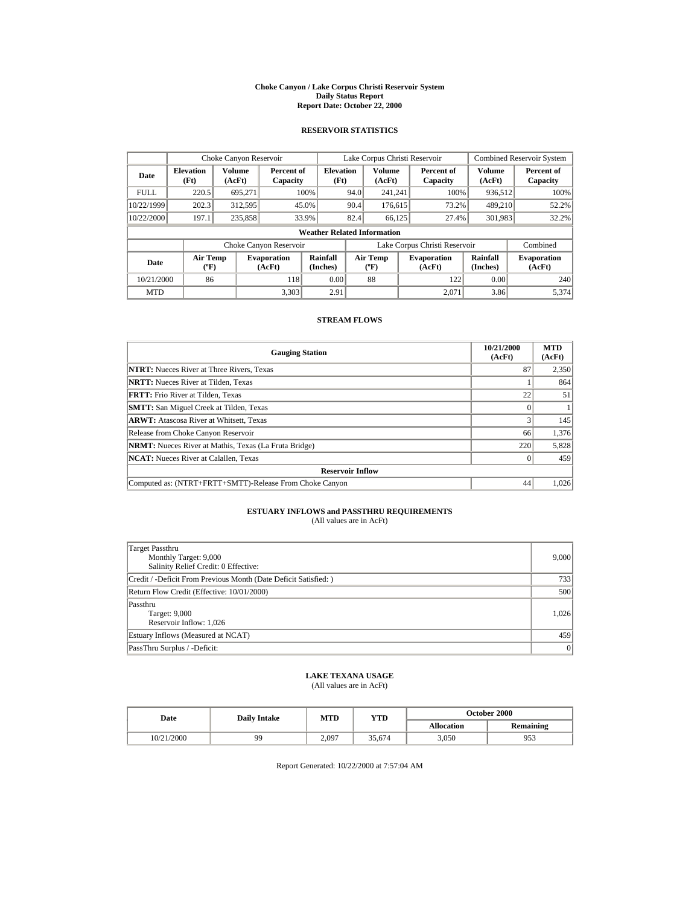# Choke Canyon / Lake Corpus Christi Reservoir System
## Daily Status Report
## Report Date: October 22, 2000

### RESERVOIR STATISTICS

| | Choke Canyon Reservoir | | | Lake Corpus Christi Reservoir | | | Combined Reservoir System | |
|---|---|---|---|---|---|---|---|---|
| Date | Elevation (Ft) | Volume (AcFt) | Percent of Capacity | Elevation (Ft) | Volume (AcFt) | Percent of Capacity | Volume (AcFt) | Percent of Capacity |
| FULL | 220.5 | 695,271 | 100% | 94.0 | 241,241 | 100% | 936,512 | 100% |
| 10/22/1999 | 202.3 | 312,595 | 45.0% | 90.4 | 176,615 | 73.2% | 489,210 | 52.2% |
| 10/22/2000 | 197.1 | 235,858 | 33.9% | 82.4 | 66,125 | 27.4% | 301,983 | 32.2% |

**Weather Related Information**

| | Choke Canyon Reservoir | | | Lake Corpus Christi Reservoir | | | Combined |
|---|---|---|---|---|---|---|---|
| Date | Air Temp (ºF) | Evaporation (AcFt) | Rainfall (Inches) | Air Temp (ºF) | Evaporation (AcFt) | Rainfall (Inches) | Evaporation (AcFt) |
| 10/21/2000 | 86 | 118 | 0.00 | 88 | 122 | 0.00 | 240 |
| MTD | | 3,303 | 2.91 | | 2,071 | 3.86 | 5,374 |

### STREAM FLOWS

| Gauging Station | 10/21/2000 (AcFt) | MTD (AcFt) |
|---|---|---|
| **NTRT:** Nueces River at Three Rivers, Texas | 87 | 2,350 |
| **NRTT:** Nueces River at Tilden, Texas | 1 | 864 |
| **FRTT:** Frio River at Tilden, Texas | 22 | 51 |
| **SMTT:** San Miguel Creek at Tilden, Texas | 0 | 1 |
| **ARWT:** Atascosa River at Whitsett, Texas | 3 | 145 |
| Release from Choke Canyon Reservoir | 66 | 1,376 |
| **NRMT:** Nueces River at Mathis, Texas (La Fruta Bridge) | 220 | 5,828 |
| **NCAT:** Nueces River at Calallen, Texas | 0 | 459 |
| **Reservoir Inflow** | | |
| Computed as: (NTRT+FRTT+SMTT)-Release From Choke Canyon | 44 | 1,026 |

### ESTUARY INFLOWS and PASSTHRU REQUIREMENTS
(All values are in AcFt)

| | |
|---|---|
| Target Passthru<br>Monthly Target: 9,000<br>Salinity Relief Credit: 0 Effective: | 9,000 |
| Credit / -Deficit From Previous Month (Date Deficit Satisfied: ) | 733 |
| Return Flow Credit (Effective: 10/01/2000) | 500 |
| Passthru<br>Target: 9,000<br>Reservoir Inflow: 1,026 | 1,026 |
| Estuary Inflows (Measured at NCAT) | 459 |
| PassThru Surplus / -Deficit: | 0 |

### LAKE TEXANA USAGE
(All values are in AcFt)

| Date | Daily Intake | MTD | YTD | October 2000 | |
|---|---|---|---|---|---|
| | | | | Allocation | Remaining |
| 10/21/2000 | 99 | 2,097 | 35,674 | 3,050 | 953 |

Report Generated: 10/22/2000 at 7:57:04 AM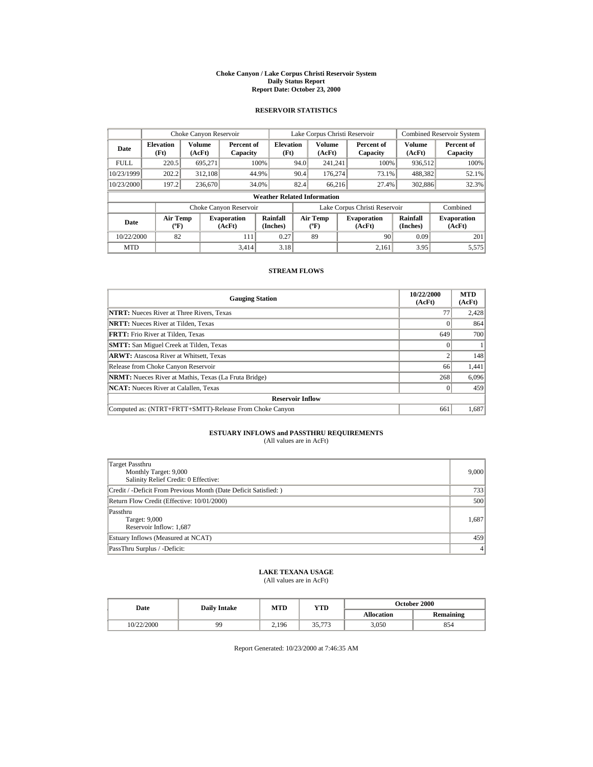# Choke Canyon / Lake Corpus Christi Reservoir System
## Daily Status Report
### Report Date: October 23, 2000

## RESERVOIR STATISTICS

| | Choke Canyon Reservoir | | | Lake Corpus Christi Reservoir | | | Combined Reservoir System | |
|---|---|---|---|---|---|---|---|---|
| Date | Elevation (Ft) | Volume (AcFt) | Percent of Capacity | Elevation (Ft) | Volume (AcFt) | Percent of Capacity | Volume (AcFt) | Percent of Capacity |
| FULL | 220.5 | 695,271 | 100% | 94.0 | 241,241 | 100% | 936,512 | 100% |
| 10/23/1999 | 202.2 | 312,108 | 44.9% | 90.4 | 176,274 | 73.1% | 488,382 | 52.1% |
| 10/23/2000 | 197.2 | 236,670 | 34.0% | 82.4 | 66,216 | 27.4% | 302,886 | 32.3% |

**Weather Related Information**

| | Choke Canyon Reservoir | | | Lake Corpus Christi Reservoir | | | Combined |
|---|---|---|---|---|---|---|---|
| Date | Air Temp (ºF) | Evaporation (AcFt) | Rainfall (Inches) | Air Temp (ºF) | Evaporation (AcFt) | Rainfall (Inches) | Evaporation (AcFt) |
| 10/22/2000 | 82 | 111 | 0.27 | 89 | 90 | 0.09 | 201 |
| MTD | | 3,414 | 3.18 | | 2,161 | 3.95 | 5,575 |

## STREAM FLOWS

| Gauging Station | 10/22/2000 (AcFt) | MTD (AcFt) |
|---|---|---|
| **NTRT:** Nueces River at Three Rivers, Texas | 77 | 2,428 |
| **NRTT:** Nueces River at Tilden, Texas | 0 | 864 |
| **FRTT:** Frio River at Tilden, Texas | 649 | 700 |
| **SMTT:** San Miguel Creek at Tilden, Texas | 0 | 1 |
| **ARWT:** Atascosa River at Whitsett, Texas | 2 | 148 |
| Release from Choke Canyon Reservoir | 66 | 1,441 |
| **NRMT:** Nueces River at Mathis, Texas (La Fruta Bridge) | 268 | 6,096 |
| **NCAT:** Nueces River at Calallen, Texas | 0 | 459 |
| **Reservoir Inflow** | | |
| Computed as: (NTRT+FRTT+SMTT)-Release From Choke Canyon | 661 | 1,687 |

## ESTUARY INFLOWS and PASSTHRU REQUIREMENTS
(All values are in AcFt)

| | |
|---|---|
| Target Passthru<br>Monthly Target: 9,000<br>Salinity Relief Credit: 0 Effective: | 9,000 |
| Credit / -Deficit From Previous Month (Date Deficit Satisfied: ) | 733 |
| Return Flow Credit (Effective: 10/01/2000) | 500 |
| Passthru<br>Target: 9,000<br>Reservoir Inflow: 1,687 | 1,687 |
| Estuary Inflows (Measured at NCAT) | 459 |
| PassThru Surplus / -Deficit: | 4 |

## LAKE TEXANA USAGE
(All values are in AcFt)

| Date | Daily Intake | MTD | YTD | October 2000 Allocation | October 2000 Remaining |
|---|---|---|---|---|---|
| 10/22/2000 | 99 | 2,196 | 35,773 | 3,050 | 854 |

Report Generated: 10/23/2000 at 7:46:35 AM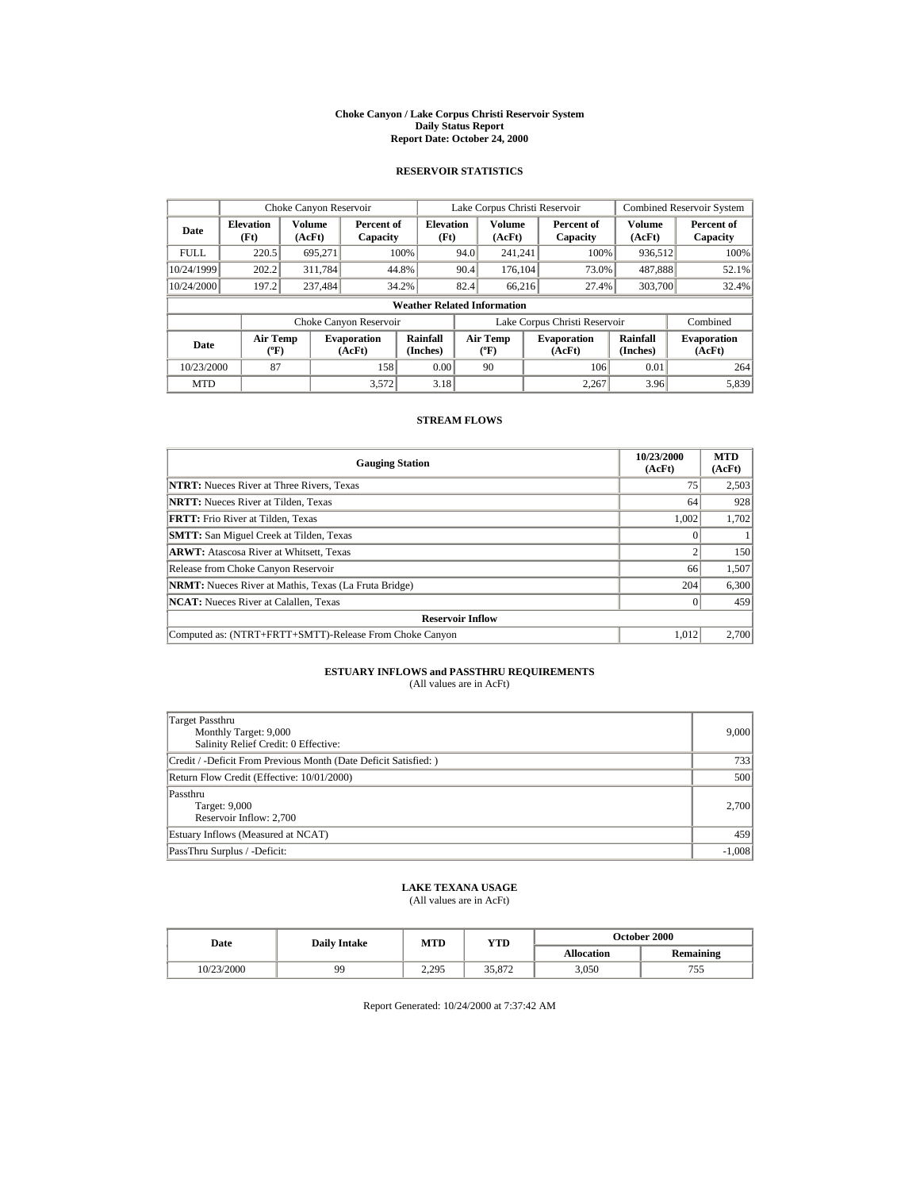# Choke Canyon / Lake Corpus Christi Reservoir System
## Daily Status Report
## Report Date: October 24, 2000

### RESERVOIR STATISTICS

| | Choke Canyon Reservoir | | | Lake Corpus Christi Reservoir | | | Combined Reservoir System | |
|---|---|---|---|---|---|---|---|---|
| Date | Elevation (Ft) | Volume (AcFt) | Percent of Capacity | Elevation (Ft) | Volume (AcFt) | Percent of Capacity | Volume (AcFt) | Percent of Capacity |
| FULL | 220.5 | 695,271 | 100% | 94.0 | 241,241 | 100% | 936,512 | 100% |
| 10/24/1999 | 202.2 | 311,784 | 44.8% | 90.4 | 176,104 | 73.0% | 487,888 | 52.1% |
| 10/24/2000 | 197.2 | 237,484 | 34.2% | 82.4 | 66,216 | 27.4% | 303,700 | 32.4% |

**Weather Related Information**

| | Choke Canyon Reservoir | | | Lake Corpus Christi Reservoir | | | Combined |
|---|---|---|---|---|---|---|---|
| Date | Air Temp (ºF) | Evaporation (AcFt) | Rainfall (Inches) | Air Temp (ºF) | Evaporation (AcFt) | Rainfall (Inches) | Evaporation (AcFt) |
| 10/23/2000 | 87 | 158 | 0.00 | 90 | 106 | 0.01 | 264 |
| MTD | | 3,572 | 3.18 | | 2,267 | 3.96 | 5,839 |

### STREAM FLOWS

| Gauging Station | 10/23/2000 (AcFt) | MTD (AcFt) |
|---|---|---|
| **NTRT:** Nueces River at Three Rivers, Texas | 75 | 2,503 |
| **NRTT:** Nueces River at Tilden, Texas | 64 | 928 |
| **FRTT:** Frio River at Tilden, Texas | 1,002 | 1,702 |
| **SMTT:** San Miguel Creek at Tilden, Texas | 0 | 1 |
| **ARWT:** Atascosa River at Whitsett, Texas | 2 | 150 |
| Release from Choke Canyon Reservoir | 66 | 1,507 |
| **NRMT:** Nueces River at Mathis, Texas (La Fruta Bridge) | 204 | 6,300 |
| **NCAT:** Nueces River at Calallen, Texas | 0 | 459 |
| **Reservoir Inflow** | | |
| Computed as: (NTRT+FRTT+SMTT)-Release From Choke Canyon | 1,012 | 2,700 |

### ESTUARY INFLOWS and PASSTHRU REQUIREMENTS
(All values are in AcFt)

| | |
|---|---|
| Target Passthru<br>Monthly Target: 9,000<br>Salinity Relief Credit: 0 Effective: | 9,000 |
| Credit / -Deficit From Previous Month (Date Deficit Satisfied: ) | 733 |
| Return Flow Credit (Effective: 10/01/2000) | 500 |
| Passthru<br>Target: 9,000<br>Reservoir Inflow: 2,700 | 2,700 |
| Estuary Inflows (Measured at NCAT) | 459 |
| PassThru Surplus / -Deficit: | -1,008 |

### LAKE TEXANA USAGE
(All values are in AcFt)

| Date | Daily Intake | MTD | YTD | October 2000 | |
|---|---|---|---|---|---|
| | | | | Allocation | Remaining |
| 10/23/2000 | 99 | 2,295 | 35,872 | 3,050 | 755 |

Report Generated: 10/24/2000 at 7:37:42 AM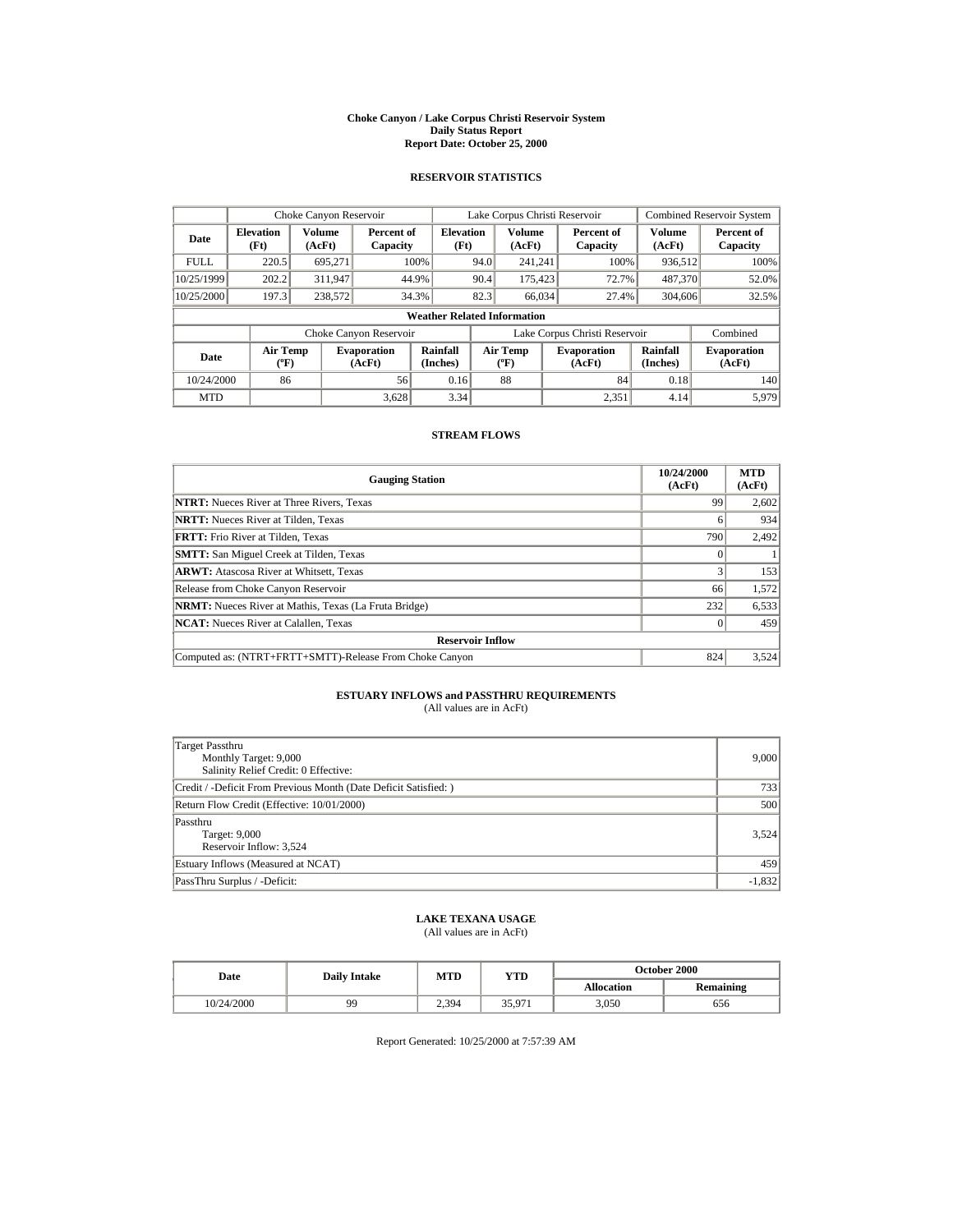# Choke Canyon / Lake Corpus Christi Reservoir System
## Daily Status Report
### Report Date: October 25, 2000

## RESERVOIR STATISTICS

| | Choke Canyon Reservoir | | | Lake Corpus Christi Reservoir | | | Combined Reservoir System | |
|---|---|---|---|---|---|---|---|---|
| **Date** | **Elevation (Ft)** | **Volume (AcFt)** | **Percent of Capacity** | **Elevation (Ft)** | **Volume (AcFt)** | **Percent of Capacity** | **Volume (AcFt)** | **Percent of Capacity** |
| FULL | 220.5 | 695,271 | 100% | 94.0 | 241,241 | 100% | 936,512 | 100% |
| 10/25/1999 | 202.2 | 311,947 | 44.9% | 90.4 | 175,423 | 72.7% | 487,370 | 52.0% |
| 10/25/2000 | 197.3 | 238,572 | 34.3% | 82.3 | 66,034 | 27.4% | 304,606 | 32.5% |

**Weather Related Information**

| | Choke Canyon Reservoir | | | Lake Corpus Christi Reservoir | | | Combined |
|---|---|---|---|---|---|---|---|
| **Date** | **Air Temp (ºF)** | **Evaporation (AcFt)** | **Rainfall (Inches)** | **Air Temp (ºF)** | **Evaporation (AcFt)** | **Rainfall (Inches)** | **Evaporation (AcFt)** |
| 10/24/2000 | 86 | 56 | 0.16 | 88 | 84 | 0.18 | 140 |
| MTD | | 3,628 | 3.34 | | 2,351 | 4.14 | 5,979 |

## STREAM FLOWS

| Gauging Station | 10/24/2000 (AcFt) | MTD (AcFt) |
|---|---|---|
| **NTRT:** Nueces River at Three Rivers, Texas | 99 | 2,602 |
| **NRTT:** Nueces River at Tilden, Texas | 6 | 934 |
| **FRTT:** Frio River at Tilden, Texas | 790 | 2,492 |
| **SMTT:** San Miguel Creek at Tilden, Texas | 0 | 1 |
| **ARWT:** Atascosa River at Whitsett, Texas | 3 | 153 |
| Release from Choke Canyon Reservoir | 66 | 1,572 |
| **NRMT:** Nueces River at Mathis, Texas (La Fruta Bridge) | 232 | 6,533 |
| **NCAT:** Nueces River at Calallen, Texas | 0 | 459 |
| **Reservoir Inflow** | | |
| Computed as: (NTRT+FRTT+SMTT)-Release From Choke Canyon | 824 | 3,524 |

## ESTUARY INFLOWS and PASSTHRU REQUIREMENTS
(All values are in AcFt)

| | |
|---|---|
| Target Passthru<br>Monthly Target: 9,000<br>Salinity Relief Credit: 0 Effective: | 9,000 |
| Credit / -Deficit From Previous Month (Date Deficit Satisfied: ) | 733 |
| Return Flow Credit (Effective: 10/01/2000) | 500 |
| Passthru<br>Target: 9,000<br>Reservoir Inflow: 3,524 | 3,524 |
| Estuary Inflows (Measured at NCAT) | 459 |
| PassThru Surplus / -Deficit: | -1,832 |

## LAKE TEXANA USAGE
(All values are in AcFt)

| Date | Daily Intake | MTD | YTD | October 2000 | |
|---|---|---|---|---|---|
| | | | | **Allocation** | **Remaining** |
| 10/24/2000 | 99 | 2,394 | 35,971 | 3,050 | 656 |

Report Generated: 10/25/2000 at 7:57:39 AM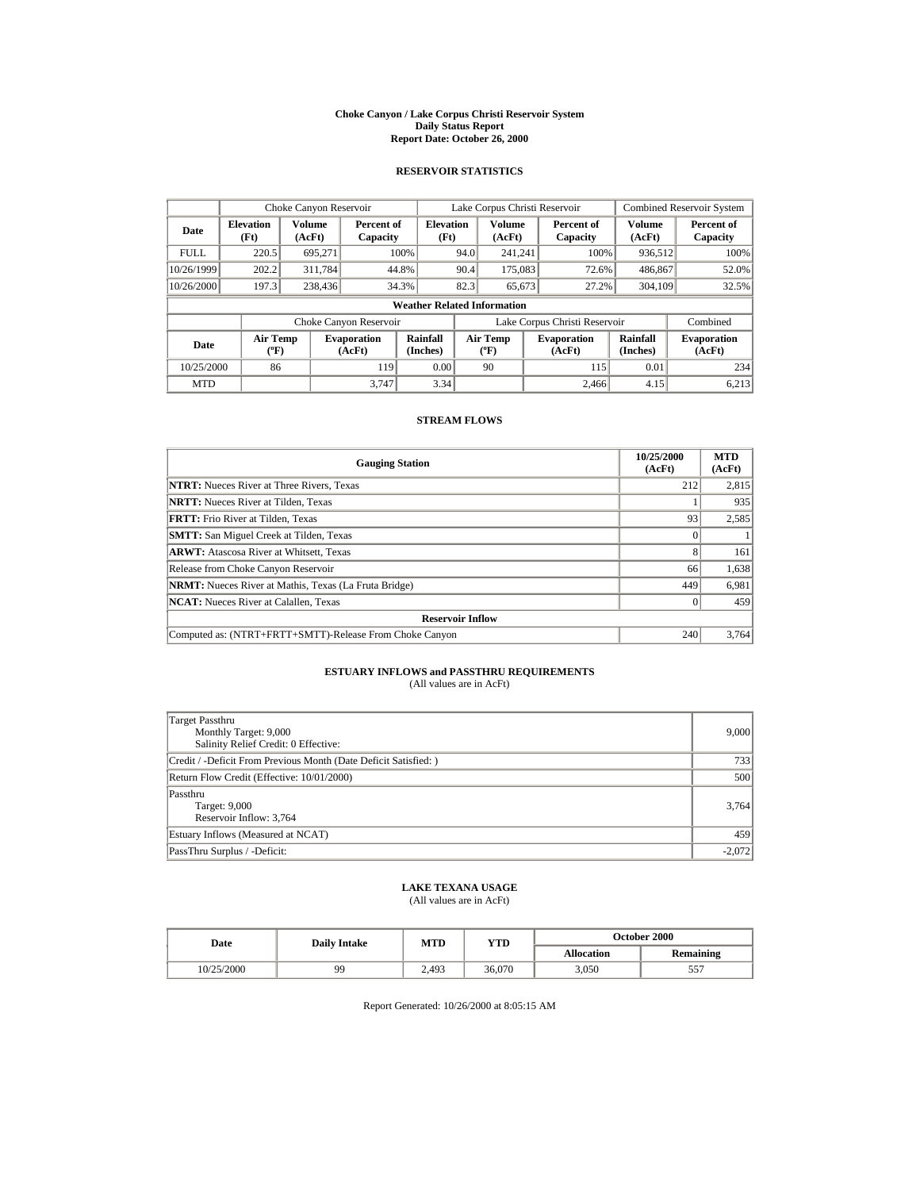# Choke Canyon / Lake Corpus Christi Reservoir System
## Daily Status Report
### Report Date: October 26, 2000

## RESERVOIR STATISTICS

| | Choke Canyon Reservoir | | | Lake Corpus Christi Reservoir | | | Combined Reservoir System | |
|---|---|---|---|---|---|---|---|---|
| Date | Elevation (Ft) | Volume (AcFt) | Percent of Capacity | Elevation (Ft) | Volume (AcFt) | Percent of Capacity | Volume (AcFt) | Percent of Capacity |
| FULL | 220.5 | 695,271 | 100% | 94.0 | 241,241 | 100% | 936,512 | 100% |
| 10/26/1999 | 202.2 | 311,784 | 44.8% | 90.4 | 175,083 | 72.6% | 486,867 | 52.0% |
| 10/26/2000 | 197.3 | 238,436 | 34.3% | 82.3 | 65,673 | 27.2% | 304,109 | 32.5% |

**Weather Related Information**

| | Choke Canyon Reservoir | | | Lake Corpus Christi Reservoir | | | Combined |
|---|---|---|---|---|---|---|---|
| Date | Air Temp (ºF) | Evaporation (AcFt) | Rainfall (Inches) | Air Temp (ºF) | Evaporation (AcFt) | Rainfall (Inches) | Evaporation (AcFt) |
| 10/25/2000 | 86 | 119 | 0.00 | 90 | 115 | 0.01 | 234 |
| MTD | | 3,747 | 3.34 | | 2,466 | 4.15 | 6,213 |

## STREAM FLOWS

| Gauging Station | 10/25/2000 (AcFt) | MTD (AcFt) |
|---|---|---|
| **NTRT:** Nueces River at Three Rivers, Texas | 212 | 2,815 |
| **NRTT:** Nueces River at Tilden, Texas | 1 | 935 |
| **FRTT:** Frio River at Tilden, Texas | 93 | 2,585 |
| **SMTT:** San Miguel Creek at Tilden, Texas | 0 | 1 |
| **ARWT:** Atascosa River at Whitsett, Texas | 8 | 161 |
| Release from Choke Canyon Reservoir | 66 | 1,638 |
| **NRMT:** Nueces River at Mathis, Texas (La Fruta Bridge) | 449 | 6,981 |
| **NCAT:** Nueces River at Calallen, Texas | 0 | 459 |
| **Reservoir Inflow** | | |
| Computed as: (NTRT+FRTT+SMTT)-Release From Choke Canyon | 240 | 3,764 |

## ESTUARY INFLOWS and PASSTHRU REQUIREMENTS
(All values are in AcFt)

| | |
|---|---|
| Target Passthru<br>Monthly Target: 9,000<br>Salinity Relief Credit: 0 Effective: | 9,000 |
| Credit / -Deficit From Previous Month (Date Deficit Satisfied: ) | 733 |
| Return Flow Credit (Effective: 10/01/2000) | 500 |
| Passthru<br>Target: 9,000<br>Reservoir Inflow: 3,764 | 3,764 |
| Estuary Inflows (Measured at NCAT) | 459 |
| PassThru Surplus / -Deficit: | -2,072 |

## LAKE TEXANA USAGE
(All values are in AcFt)

| Date | Daily Intake | MTD | YTD | October 2000 | |
|---|---|---|---|---|---|
| | | | | Allocation | Remaining |
| 10/25/2000 | 99 | 2,493 | 36,070 | 3,050 | 557 |

Report Generated: 10/26/2000 at 8:05:15 AM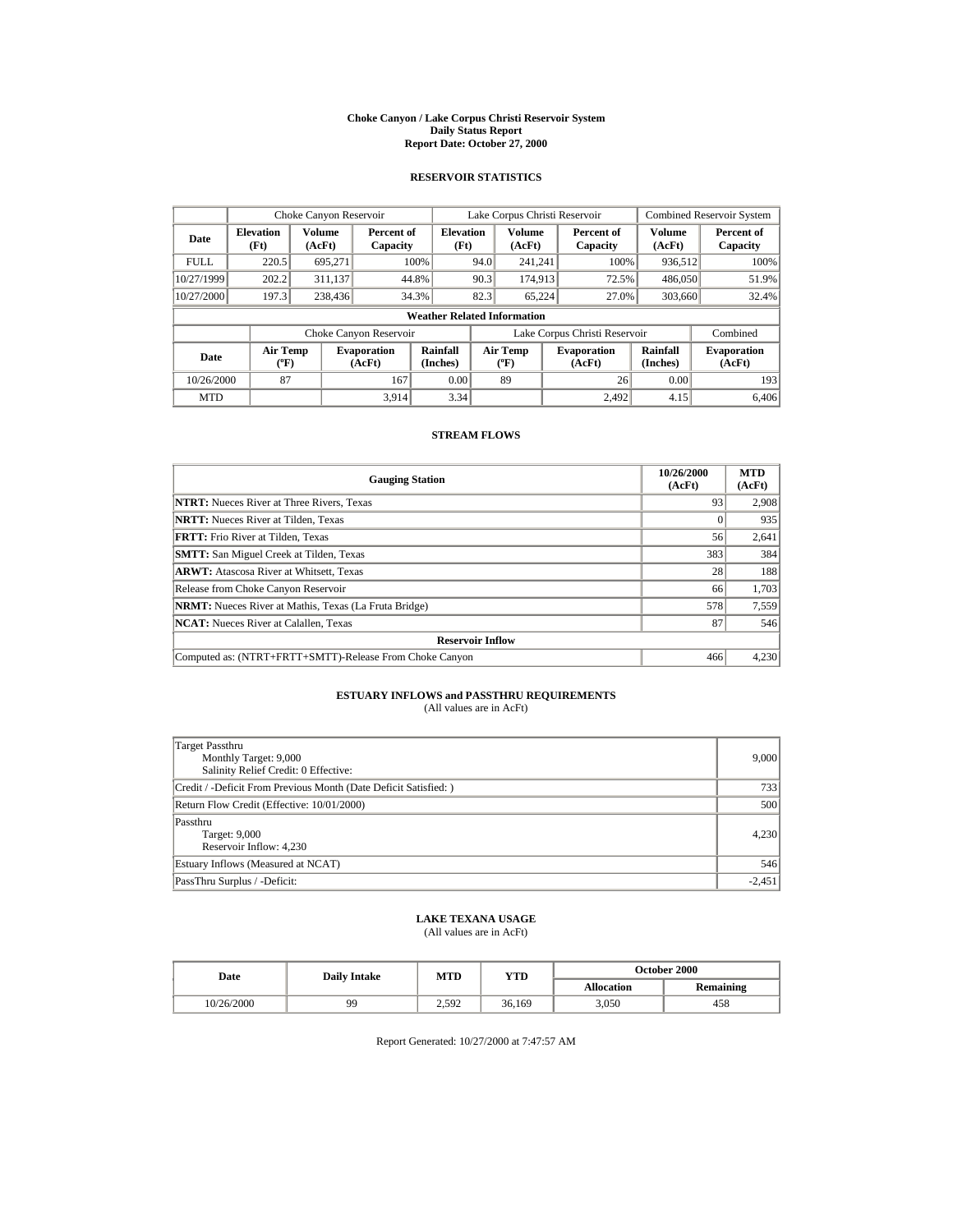# Choke Canyon / Lake Corpus Christi Reservoir System
## Daily Status Report
### Report Date: October 27, 2000

## RESERVOIR STATISTICS

| | Choke Canyon Reservoir | | | Lake Corpus Christi Reservoir | | | Combined Reservoir System | |
|---|---|---|---|---|---|---|---|---|
| Date | Elevation (Ft) | Volume (AcFt) | Percent of Capacity | Elevation (Ft) | Volume (AcFt) | Percent of Capacity | Volume (AcFt) | Percent of Capacity |
| FULL | 220.5 | 695,271 | 100% | 94.0 | 241,241 | 100% | 936,512 | 100% |
| 10/27/1999 | 202.2 | 311,137 | 44.8% | 90.3 | 174,913 | 72.5% | 486,050 | 51.9% |
| 10/27/2000 | 197.3 | 238,436 | 34.3% | 82.3 | 65,224 | 27.0% | 303,660 | 32.4% |

**Weather Related Information**

| | Choke Canyon Reservoir | | | Lake Corpus Christi Reservoir | | | Combined |
|---|---|---|---|---|---|---|---|
| Date | Air Temp (ºF) | Evaporation (AcFt) | Rainfall (Inches) | Air Temp (ºF) | Evaporation (AcFt) | Rainfall (Inches) | Evaporation (AcFt) |
| 10/26/2000 | 87 | 167 | 0.00 | 89 | 26 | 0.00 | 193 |
| MTD | | 3,914 | 3.34 | | 2,492 | 4.15 | 6,406 |

## STREAM FLOWS

| Gauging Station | 10/26/2000 (AcFt) | MTD (AcFt) |
|---|---|---|
| **NTRT:** Nueces River at Three Rivers, Texas | 93 | 2,908 |
| **NRTT:** Nueces River at Tilden, Texas | 0 | 935 |
| **FRTT:** Frio River at Tilden, Texas | 56 | 2,641 |
| **SMTT:** San Miguel Creek at Tilden, Texas | 383 | 384 |
| **ARWT:** Atascosa River at Whitsett, Texas | 28 | 188 |
| Release from Choke Canyon Reservoir | 66 | 1,703 |
| **NRMT:** Nueces River at Mathis, Texas (La Fruta Bridge) | 578 | 7,559 |
| **NCAT:** Nueces River at Calallen, Texas | 87 | 546 |
| **Reservoir Inflow** | | |
| Computed as: (NTRT+FRTT+SMTT)-Release From Choke Canyon | 466 | 4,230 |

## ESTUARY INFLOWS and PASSTHRU REQUIREMENTS
(All values are in AcFt)

| | |
|---|---|
| Target Passthru<br>Monthly Target: 9,000<br>Salinity Relief Credit: 0 Effective: | 9,000 |
| Credit / -Deficit From Previous Month (Date Deficit Satisfied: ) | 733 |
| Return Flow Credit (Effective: 10/01/2000) | 500 |
| Passthru<br>Target: 9,000<br>Reservoir Inflow: 4,230 | 4,230 |
| Estuary Inflows (Measured at NCAT) | 546 |
| PassThru Surplus / -Deficit: | -2,451 |

## LAKE TEXANA USAGE
(All values are in AcFt)

| Date | Daily Intake | MTD | YTD | October 2000 | |
|---|---|---|---|---|---|
| | | | | Allocation | Remaining |
| 10/26/2000 | 99 | 2,592 | 36,169 | 3,050 | 458 |

Report Generated: 10/27/2000 at 7:47:57 AM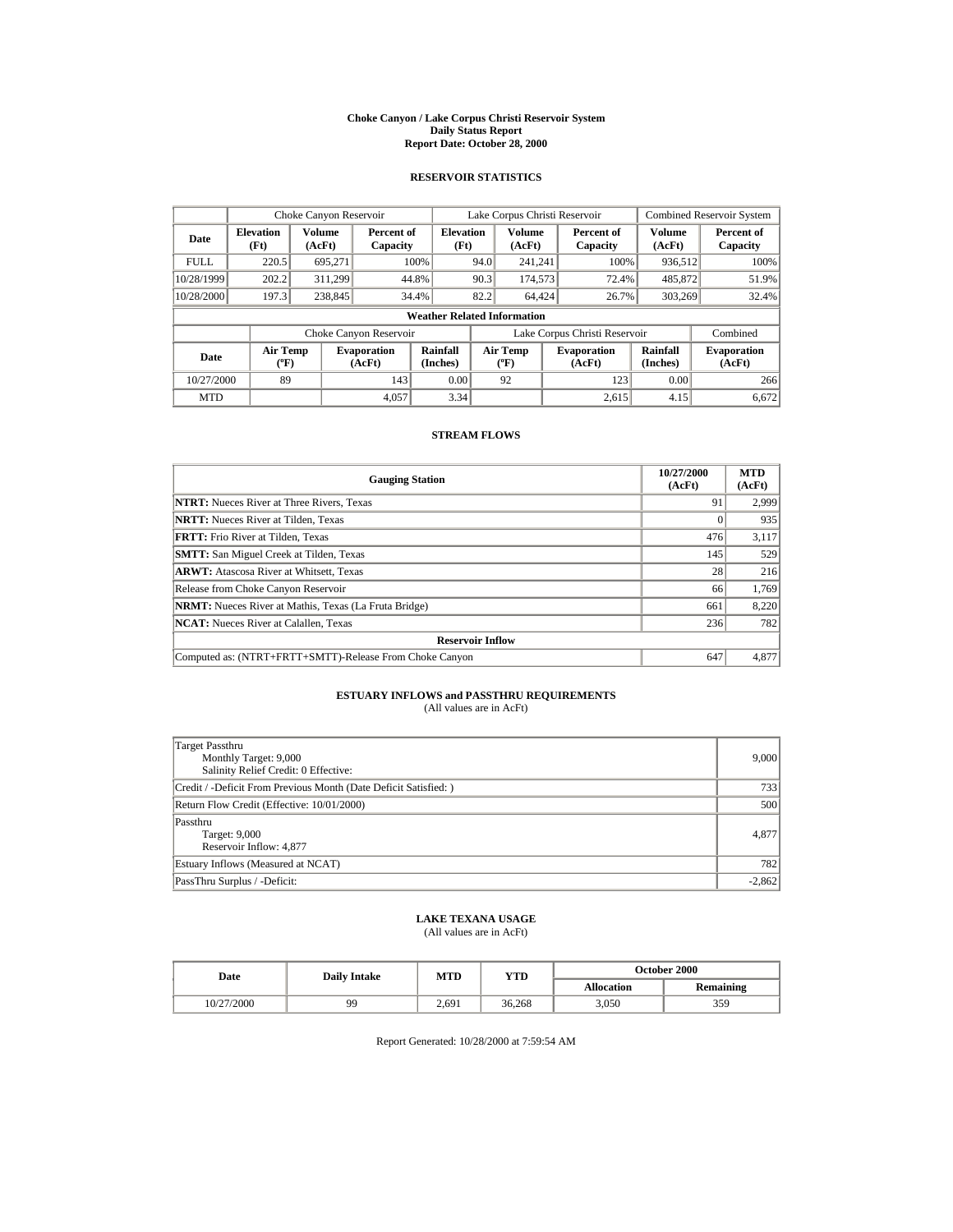# Choke Canyon / Lake Corpus Christi Reservoir System
## Daily Status Report
### Report Date: October 28, 2000

## RESERVOIR STATISTICS

| | Choke Canyon Reservoir | | | Lake Corpus Christi Reservoir | | | Combined Reservoir System | |
|---|---|---|---|---|---|---|---|---|
| Date | Elevation (Ft) | Volume (AcFt) | Percent of Capacity | Elevation (Ft) | Volume (AcFt) | Percent of Capacity | Volume (AcFt) | Percent of Capacity |
| FULL | 220.5 | 695,271 | 100% | 94.0 | 241,241 | 100% | 936,512 | 100% |
| 10/28/1999 | 202.2 | 311,299 | 44.8% | 90.3 | 174,573 | 72.4% | 485,872 | 51.9% |
| 10/28/2000 | 197.3 | 238,845 | 34.4% | 82.2 | 64,424 | 26.7% | 303,269 | 32.4% |

**Weather Related Information**

| | Choke Canyon Reservoir | | | Lake Corpus Christi Reservoir | | | Combined |
|---|---|---|---|---|---|---|---|
| Date | Air Temp (ºF) | Evaporation (AcFt) | Rainfall (Inches) | Air Temp (ºF) | Evaporation (AcFt) | Rainfall (Inches) | Evaporation (AcFt) |
| 10/27/2000 | 89 | 143 | 0.00 | 92 | 123 | 0.00 | 266 |
| MTD | | 4,057 | 3.34 | | 2,615 | 4.15 | 6,672 |

## STREAM FLOWS

| Gauging Station | 10/27/2000 (AcFt) | MTD (AcFt) |
|---|---|---|
| **NTRT:** Nueces River at Three Rivers, Texas | 91 | 2,999 |
| **NRTT:** Nueces River at Tilden, Texas | 0 | 935 |
| **FRTT:** Frio River at Tilden, Texas | 476 | 3,117 |
| **SMTT:** San Miguel Creek at Tilden, Texas | 145 | 529 |
| **ARWT:** Atascosa River at Whitsett, Texas | 28 | 216 |
| Release from Choke Canyon Reservoir | 66 | 1,769 |
| **NRMT:** Nueces River at Mathis, Texas (La Fruta Bridge) | 661 | 8,220 |
| **NCAT:** Nueces River at Calallen, Texas | 236 | 782 |
| **Reservoir Inflow** | | |
| Computed as: (NTRT+FRTT+SMTT)-Release From Choke Canyon | 647 | 4,877 |

## ESTUARY INFLOWS and PASSTHRU REQUIREMENTS
(All values are in AcFt)

| | |
|---|---|
| Target Passthru<br>Monthly Target: 9,000<br>Salinity Relief Credit: 0 Effective: | 9,000 |
| Credit / -Deficit From Previous Month (Date Deficit Satisfied: ) | 733 |
| Return Flow Credit (Effective: 10/01/2000) | 500 |
| Passthru<br>Target: 9,000<br>Reservoir Inflow: 4,877 | 4,877 |
| Estuary Inflows (Measured at NCAT) | 782 |
| PassThru Surplus / -Deficit: | -2,862 |

## LAKE TEXANA USAGE
(All values are in AcFt)

| Date | Daily Intake | MTD | YTD | October 2000 | |
|---|---|---|---|---|---|
| | | | | Allocation | Remaining |
| 10/27/2000 | 99 | 2,691 | 36,268 | 3,050 | 359 |

Report Generated: 10/28/2000 at 7:59:54 AM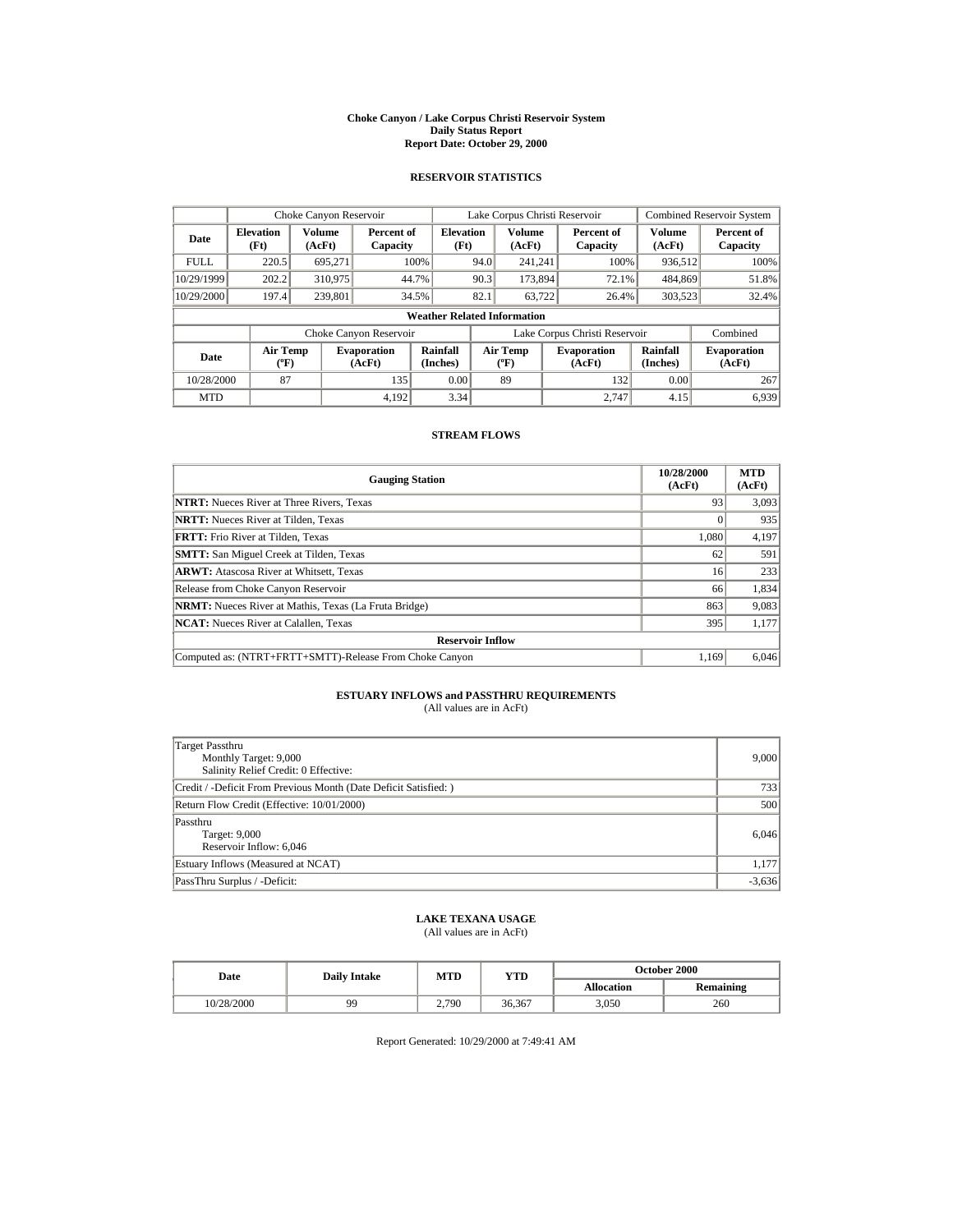# Choke Canyon / Lake Corpus Christi Reservoir System
## Daily Status Report
### Report Date: October 29, 2000

## RESERVOIR STATISTICS

| | Choke Canyon Reservoir | | | Lake Corpus Christi Reservoir | | | Combined Reservoir System | |
|---|---|---|---|---|---|---|---|---|
| Date | Elevation (Ft) | Volume (AcFt) | Percent of Capacity | Elevation (Ft) | Volume (AcFt) | Percent of Capacity | Volume (AcFt) | Percent of Capacity |
| FULL | 220.5 | 695,271 | 100% | 94.0 | 241,241 | 100% | 936,512 | 100% |
| 10/29/1999 | 202.2 | 310,975 | 44.7% | 90.3 | 173,894 | 72.1% | 484,869 | 51.8% |
| 10/29/2000 | 197.4 | 239,801 | 34.5% | 82.1 | 63,722 | 26.4% | 303,523 | 32.4% |

**Weather Related Information**

| | Choke Canyon Reservoir | | | Lake Corpus Christi Reservoir | | | Combined |
|---|---|---|---|---|---|---|---|
| Date | Air Temp (ºF) | Evaporation (AcFt) | Rainfall (Inches) | Air Temp (ºF) | Evaporation (AcFt) | Rainfall (Inches) | Evaporation (AcFt) |
| 10/28/2000 | 87 | 135 | 0.00 | 89 | 132 | 0.00 | 267 |
| MTD | | 4,192 | 3.34 | | 2,747 | 4.15 | 6,939 |

## STREAM FLOWS

| Gauging Station | 10/28/2000 (AcFt) | MTD (AcFt) |
|---|---|---|
| **NTRT:** Nueces River at Three Rivers, Texas | 93 | 3,093 |
| **NRTT:** Nueces River at Tilden, Texas | 0 | 935 |
| **FRTT:** Frio River at Tilden, Texas | 1,080 | 4,197 |
| **SMTT:** San Miguel Creek at Tilden, Texas | 62 | 591 |
| **ARWT:** Atascosa River at Whitsett, Texas | 16 | 233 |
| Release from Choke Canyon Reservoir | 66 | 1,834 |
| **NRMT:** Nueces River at Mathis, Texas (La Fruta Bridge) | 863 | 9,083 |
| **NCAT:** Nueces River at Calallen, Texas | 395 | 1,177 |
| **Reservoir Inflow** | | |
| Computed as: (NTRT+FRTT+SMTT)-Release From Choke Canyon | 1,169 | 6,046 |

## ESTUARY INFLOWS and PASSTHRU REQUIREMENTS
(All values are in AcFt)

| | |
|---|---|
| Target Passthru<br>Monthly Target: 9,000<br>Salinity Relief Credit: 0 Effective: | 9,000 |
| Credit / -Deficit From Previous Month (Date Deficit Satisfied: ) | 733 |
| Return Flow Credit (Effective: 10/01/2000) | 500 |
| Passthru<br>Target: 9,000<br>Reservoir Inflow: 6,046 | 6,046 |
| Estuary Inflows (Measured at NCAT) | 1,177 |
| PassThru Surplus / -Deficit: | -3,636 |

## LAKE TEXANA USAGE
(All values are in AcFt)

| Date | Daily Intake | MTD | YTD | October 2000 | |
|---|---|---|---|---|---|
| | | | | Allocation | Remaining |
| 10/28/2000 | 99 | 2,790 | 36,367 | 3,050 | 260 |

Report Generated: 10/29/2000 at 7:49:41 AM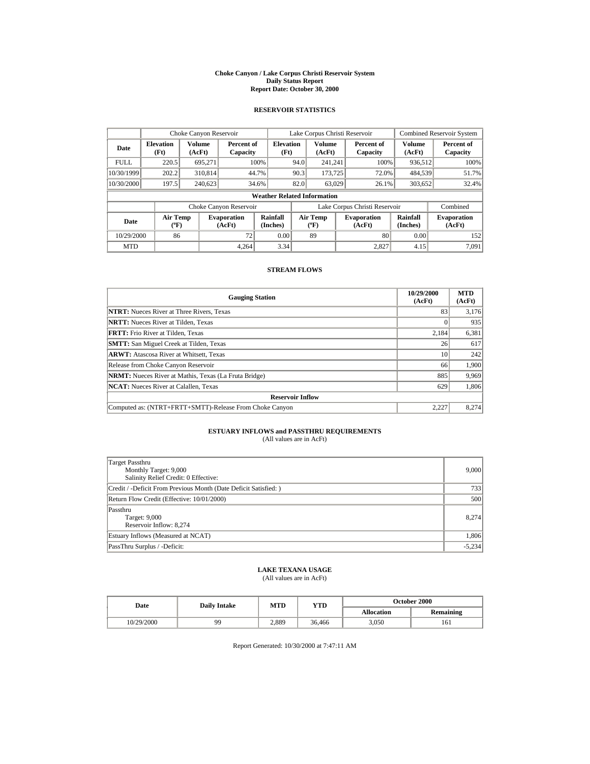# Choke Canyon / Lake Corpus Christi Reservoir System
## Daily Status Report
### Report Date: October 30, 2000

## RESERVOIR STATISTICS

| | Choke Canyon Reservoir | | | Lake Corpus Christi Reservoir | | | Combined Reservoir System | |
|---|---|---|---|---|---|---|---|---|
| Date | Elevation (Ft) | Volume (AcFt) | Percent of Capacity | Elevation (Ft) | Volume (AcFt) | Percent of Capacity | Volume (AcFt) | Percent of Capacity |
| FULL | 220.5 | 695,271 | 100% | 94.0 | 241,241 | 100% | 936,512 | 100% |
| 10/30/1999 | 202.2 | 310,814 | 44.7% | 90.3 | 173,725 | 72.0% | 484,539 | 51.7% |
| 10/30/2000 | 197.5 | 240,623 | 34.6% | 82.0 | 63,029 | 26.1% | 303,652 | 32.4% |

**Weather Related Information**

| | Choke Canyon Reservoir | | | Lake Corpus Christi Reservoir | | | Combined |
|---|---|---|---|---|---|---|---|
| Date | Air Temp (ºF) | Evaporation (AcFt) | Rainfall (Inches) | Air Temp (ºF) | Evaporation (AcFt) | Rainfall (Inches) | Evaporation (AcFt) |
| 10/29/2000 | 86 | 72 | 0.00 | 89 | 80 | 0.00 | 152 |
| MTD | | 4,264 | 3.34 | | 2,827 | 4.15 | 7,091 |

## STREAM FLOWS

| Gauging Station | 10/29/2000 (AcFt) | MTD (AcFt) |
|---|---|---|
| **NTRT:** Nueces River at Three Rivers, Texas | 83 | 3,176 |
| **NRTT:** Nueces River at Tilden, Texas | 0 | 935 |
| **FRTT:** Frio River at Tilden, Texas | 2,184 | 6,381 |
| **SMTT:** San Miguel Creek at Tilden, Texas | 26 | 617 |
| **ARWT:** Atascosa River at Whitsett, Texas | 10 | 242 |
| Release from Choke Canyon Reservoir | 66 | 1,900 |
| **NRMT:** Nueces River at Mathis, Texas (La Fruta Bridge) | 885 | 9,969 |
| **NCAT:** Nueces River at Calallen, Texas | 629 | 1,806 |
| **Reservoir Inflow** | | |
| Computed as: (NTRT+FRTT+SMTT)-Release From Choke Canyon | 2,227 | 8,274 |

## ESTUARY INFLOWS and PASSTHRU REQUIREMENTS
(All values are in AcFt)

| | |
|---|---|
| Target Passthru<br>Monthly Target: 9,000<br>Salinity Relief Credit: 0 Effective: | 9,000 |
| Credit / -Deficit From Previous Month (Date Deficit Satisfied: ) | 733 |
| Return Flow Credit (Effective: 10/01/2000) | 500 |
| Passthru<br>Target: 9,000<br>Reservoir Inflow: 8,274 | 8,274 |
| Estuary Inflows (Measured at NCAT) | 1,806 |
| PassThru Surplus / -Deficit: | -5,234 |

## LAKE TEXANA USAGE
(All values are in AcFt)

| Date | Daily Intake | MTD | YTD | October 2000 | |
|---|---|---|---|---|---|
| | | | | Allocation | Remaining |
| 10/29/2000 | 99 | 2,889 | 36,466 | 3,050 | 161 |

Report Generated: 10/30/2000 at 7:47:11 AM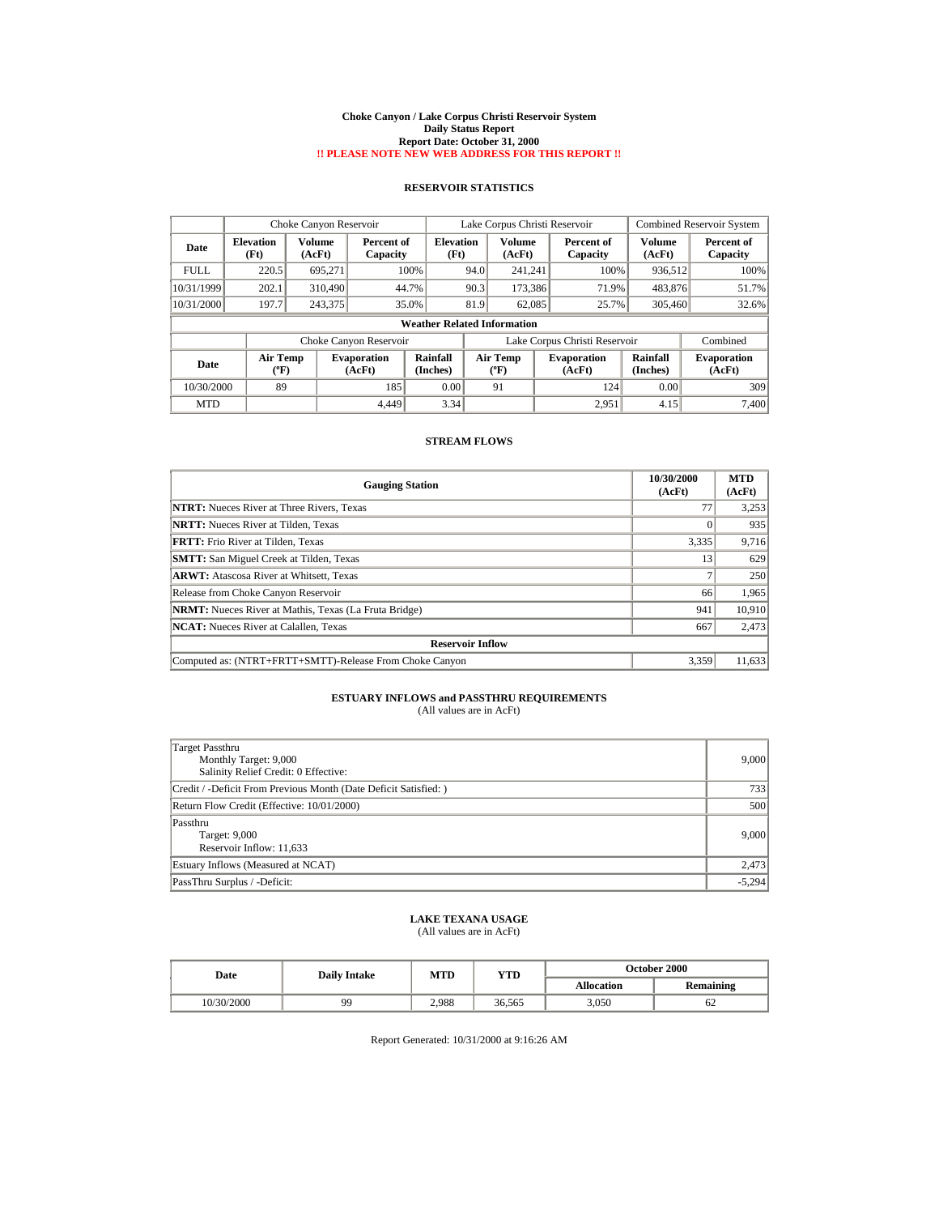# Choke Canyon / Lake Corpus Christi Reservoir System
## Daily Status Report
### Report Date: October 31, 2000
**!! PLEASE NOTE NEW WEB ADDRESS FOR THIS REPORT !!**

## RESERVOIR STATISTICS

| | Choke Canyon Reservoir | | | Lake Corpus Christi Reservoir | | | Combined Reservoir System | |
|---|---|---|---|---|---|---|---|---|
| Date | Elevation (Ft) | Volume (AcFt) | Percent of Capacity | Elevation (Ft) | Volume (AcFt) | Percent of Capacity | Volume (AcFt) | Percent of Capacity |
| FULL | 220.5 | 695,271 | 100% | 94.0 | 241,241 | 100% | 936,512 | 100% |
| 10/31/1999 | 202.1 | 310,490 | 44.7% | 90.3 | 173,386 | 71.9% | 483,876 | 51.7% |
| 10/31/2000 | 197.7 | 243,375 | 35.0% | 81.9 | 62,085 | 25.7% | 305,460 | 32.6% |

**Weather Related Information**

| | Choke Canyon Reservoir | | | Lake Corpus Christi Reservoir | | | Combined |
|---|---|---|---|---|---|---|---|
| Date | Air Temp (°F) | Evaporation (AcFt) | Rainfall (Inches) | Air Temp (°F) | Evaporation (AcFt) | Rainfall (Inches) | Evaporation (AcFt) |
| 10/30/2000 | 89 | 185 | 0.00 | 91 | 124 | 0.00 | 309 |
| MTD | | 4,449 | 3.34 | | 2,951 | 4.15 | 7,400 |

## STREAM FLOWS

| Gauging Station | 10/30/2000 (AcFt) | MTD (AcFt) |
|---|---|---|
| **NTRT:** Nueces River at Three Rivers, Texas | 77 | 3,253 |
| **NRTT:** Nueces River at Tilden, Texas | 0 | 935 |
| **FRTT:** Frio River at Tilden, Texas | 3,335 | 9,716 |
| **SMTT:** San Miguel Creek at Tilden, Texas | 13 | 629 |
| **ARWT:** Atascosa River at Whitsett, Texas | 7 | 250 |
| Release from Choke Canyon Reservoir | 66 | 1,965 |
| **NRMT:** Nueces River at Mathis, Texas (La Fruta Bridge) | 941 | 10,910 |
| **NCAT:** Nueces River at Calallen, Texas | 667 | 2,473 |
| **Reservoir Inflow** | | |
| Computed as: (NTRT+FRTT+SMTT)-Release From Choke Canyon | 3,359 | 11,633 |

## ESTUARY INFLOWS and PASSTHRU REQUIREMENTS
(All values are in AcFt)

| | |
|---|---|
| Target Passthru<br>Monthly Target: 9,000<br>Salinity Relief Credit: 0 Effective: | 9,000 |
| Credit / -Deficit From Previous Month (Date Deficit Satisfied: ) | 733 |
| Return Flow Credit (Effective: 10/01/2000) | 500 |
| Passthru<br>Target: 9,000<br>Reservoir Inflow: 11,633 | 9,000 |
| Estuary Inflows (Measured at NCAT) | 2,473 |
| PassThru Surplus / -Deficit: | -5,294 |

## LAKE TEXANA USAGE
(All values are in AcFt)

| Date | Daily Intake | MTD | YTD | October 2000 | |
|---|---|---|---|---|---|
| | | | | Allocation | Remaining |
| 10/30/2000 | 99 | 2,988 | 36,565 | 3,050 | 62 |

Report Generated: 10/31/2000 at 9:16:26 AM